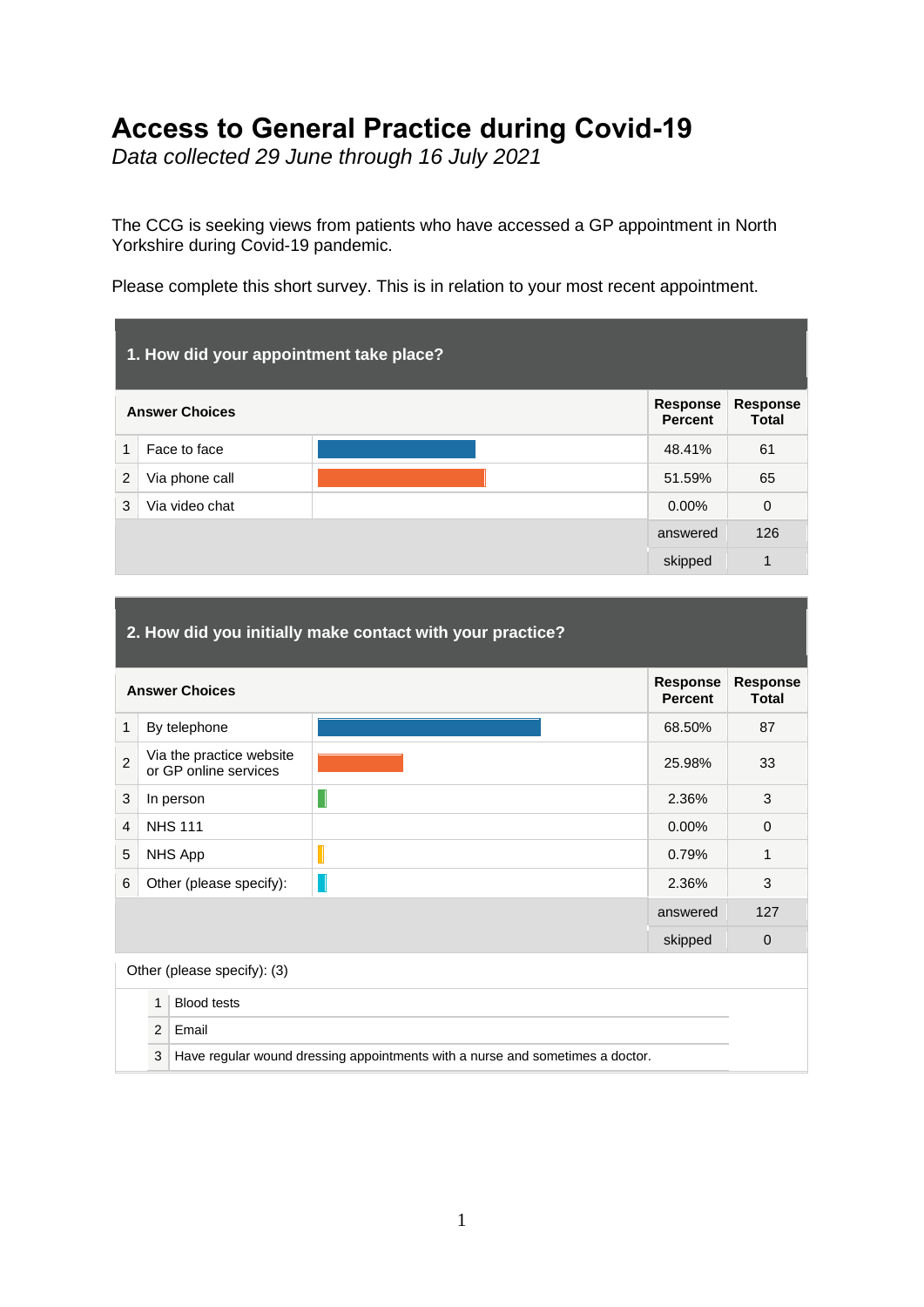# Access to General Practice during Covid-19

*Data collected 29 June through 16 July 2021*

The CCG is seeking views from patients who have accessed a GP appointment in North Yorkshire during Covid-19 pandemic.

Please complete this short survey. This is in relation to your most recent appointment.

## 1. How did your appointment take place?

| | Answer Choices | Response Percent | Response Total |
|---|---|---|---|
| 1 | Face to face | 48.41% | 61 |
| 2 | Via phone call | 51.59% | 65 |
| 3 | Via video chat | 0.00% | 0 |
| | | answered | 126 |
| | | skipped | 1 |

## 2. How did you initially make contact with your practice?

| | Answer Choices | Response Percent | Response Total |
|---|---|---|---|
| 1 | By telephone | 68.50% | 87 |
| 2 | Via the practice website or GP online services | 25.98% | 33 |
| 3 | In person | 2.36% | 3 |
| 4 | NHS 111 | 0.00% | 0 |
| 5 | NHS App | 0.79% | 1 |
| 6 | Other (please specify): | 2.36% | 3 |
| | | answered | 127 |
| | | skipped | 0 |

Other (please specify): (3)

| | |
|---|---|
| 1 | Blood tests |
| 2 | Email |
| 3 | Have regular wound dressing appointments with a nurse and sometimes a doctor. |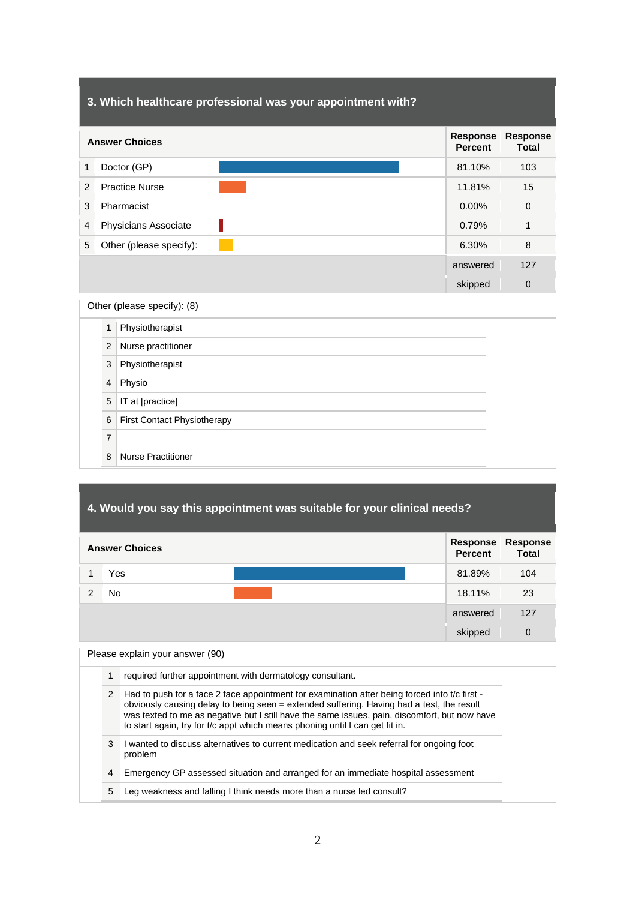## 3. Which healthcare professional was your appointment with?

| | Answer Choices | Response Percent | Response Total |
|---|---|---|---|
| 1 | Doctor (GP) | 81.10% | 103 |
| 2 | Practice Nurse | 11.81% | 15 |
| 3 | Pharmacist | 0.00% | 0 |
| 4 | Physicians Associate | 0.79% | 1 |
| 5 | Other (please specify): | 6.30% | 8 |
| | | answered | 127 |
| | | skipped | 0 |

Other (please specify): (8)

| | |
|---|---|
| 1 | Physiotherapist |
| 2 | Nurse practitioner |
| 3 | Physiotherapist |
| 4 | Physio |
| 5 | IT at [practice] |
| 6 | First Contact Physiotherapy |
| 7 | |
| 8 | Nurse Practitioner |

## 4. Would you say this appointment was suitable for your clinical needs?

| | Answer Choices | Response Percent | Response Total |
|---|---|---|---|
| 1 | Yes | 81.89% | 104 |
| 2 | No | 18.11% | 23 |
| | | answered | 127 |
| | | skipped | 0 |

Please explain your answer (90)

| | |
|---|---|
| 1 | required further appointment with dermatology consultant. |
| 2 | Had to push for a face 2 face appointment for examination after being forced into t/c first - obviously causing delay to being seen = extended suffering. Having had a test, the result was texted to me as negative but I still have the same issues, pain, discomfort, but now have to start again, try for t/c appt which means phoning until I can get fit in. |
| 3 | I wanted to discuss alternatives to current medication and seek referral for ongoing foot problem |
| 4 | Emergency GP assessed situation and arranged for an immediate hospital assessment |
| 5 | Leg weakness and falling I think needs more than a nurse led consult? |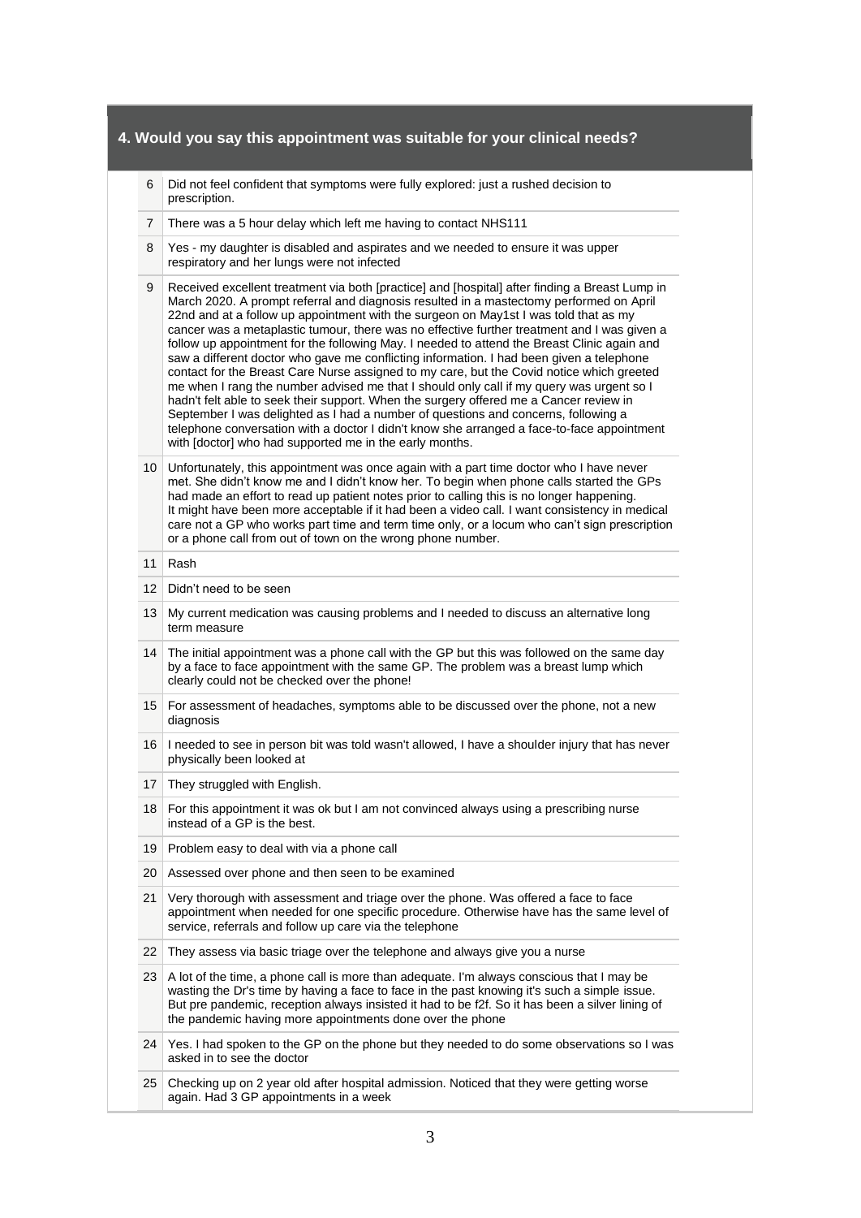## 4. Would you say this appointment was suitable for your clinical needs?

| | |
|---|---|
| 6 | Did not feel confident that symptoms were fully explored: just a rushed decision to prescription. |
| 7 | There was a 5 hour delay which left me having to contact NHS111 |
| 8 | Yes - my daughter is disabled and aspirates and we needed to ensure it was upper respiratory and her lungs were not infected |
| 9 | Received excellent treatment via both [practice] and [hospital] after finding a Breast Lump in March 2020. A prompt referral and diagnosis resulted in a mastectomy performed on April 22nd and at a follow up appointment with the surgeon on May1st I was told that as my cancer was a metaplastic tumour, there was no effective further treatment and I was given a follow up appointment for the following May. I needed to attend the Breast Clinic again and saw a different doctor who gave me conflicting information. I had been given a telephone contact for the Breast Care Nurse assigned to my care, but the Covid notice which greeted me when I rang the number advised me that I should only call if my query was urgent so I hadn't felt able to seek their support. When the surgery offered me a Cancer review in September I was delighted as I had a number of questions and concerns, following a telephone conversation with a doctor I didn't know she arranged a face-to-face appointment with [doctor] who had supported me in the early months. |
| 10 | Unfortunately, this appointment was once again with a part time doctor who I have never met. She didn't know me and I didn't know her. To begin when phone calls started the GPs had made an effort to read up patient notes prior to calling this is no longer happening. It might have been more acceptable if it had been a video call. I want consistency in medical care not a GP who works part time and term time only, or a locum who can't sign prescription or a phone call from out of town on the wrong phone number. |
| 11 | Rash |
| 12 | Didn't need to be seen |
| 13 | My current medication was causing problems and I needed to discuss an alternative long term measure |
| 14 | The initial appointment was a phone call with the GP but this was followed on the same day by a face to face appointment with the same GP. The problem was a breast lump which clearly could not be checked over the phone! |
| 15 | For assessment of headaches, symptoms able to be discussed over the phone, not a new diagnosis |
| 16 | I needed to see in person bit was told wasn't allowed, I have a shoulder injury that has never physically been looked at |
| 17 | They struggled with English. |
| 18 | For this appointment it was ok but I am not convinced always using a prescribing nurse instead of a GP is the best. |
| 19 | Problem easy to deal with via a phone call |
| 20 | Assessed over phone and then seen to be examined |
| 21 | Very thorough with assessment and triage over the phone. Was offered a face to face appointment when needed for one specific procedure. Otherwise have has the same level of service, referrals and follow up care via the telephone |
| 22 | They assess via basic triage over the telephone and always give you a nurse |
| 23 | A lot of the time, a phone call is more than adequate. I'm always conscious that I may be wasting the Dr's time by having a face to face in the past knowing it's such a simple issue. But pre pandemic, reception always insisted it had to be f2f. So it has been a silver lining of the pandemic having more appointments done over the phone |
| 24 | Yes. I had spoken to the GP on the phone but they needed to do some observations so I was asked in to see the doctor |
| 25 | Checking up on 2 year old after hospital admission. Noticed that they were getting worse again. Had 3 GP appointments in a week |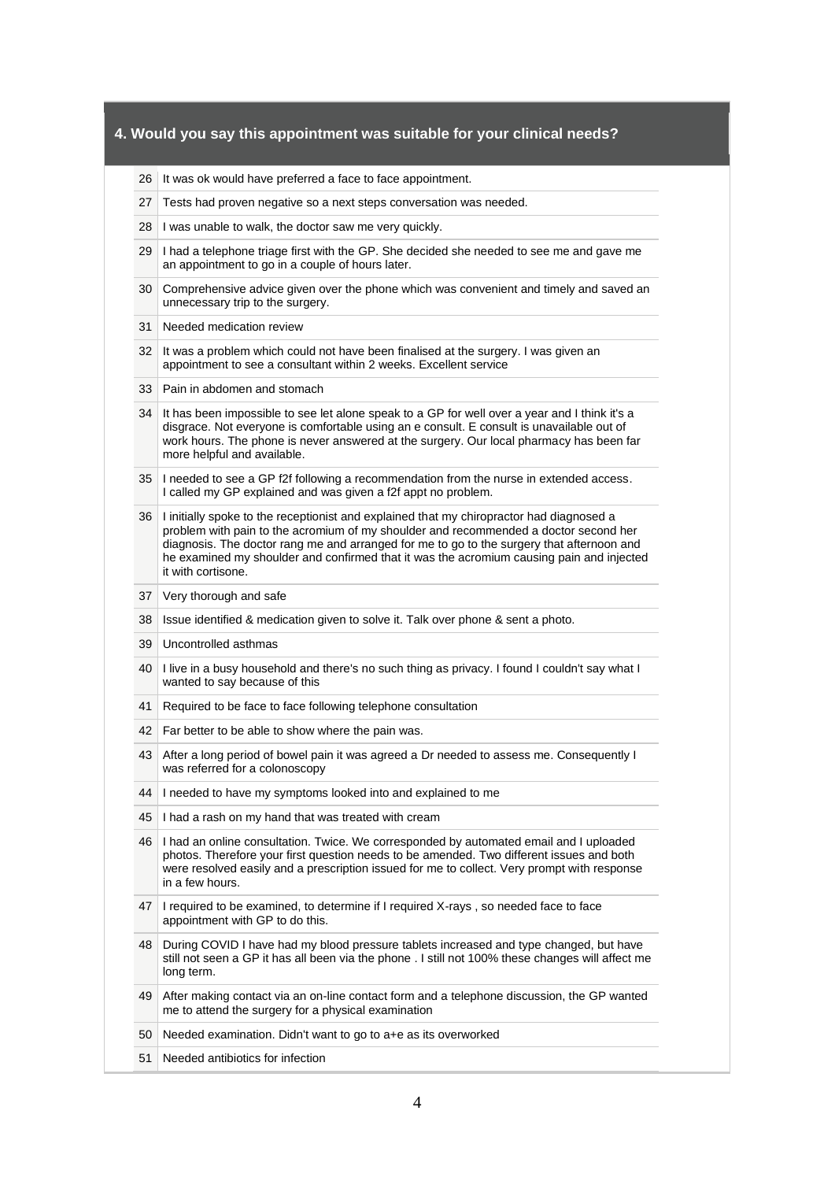## 4. Would you say this appointment was suitable for your clinical needs?

| | |
|---|---|
| 26 | It was ok would have preferred a face to face appointment. |
| 27 | Tests had proven negative so a next steps conversation was needed. |
| 28 | I was unable to walk, the doctor saw me very quickly. |
| 29 | I had a telephone triage first with the GP. She decided she needed to see me and gave me an appointment to go in a couple of hours later. |
| 30 | Comprehensive advice given over the phone which was convenient and timely and saved an unnecessary trip to the surgery. |
| 31 | Needed medication review |
| 32 | It was a problem which could not have been finalised at the surgery. I was given an appointment to see a consultant within 2 weeks. Excellent service |
| 33 | Pain in abdomen and stomach |
| 34 | It has been impossible to see let alone speak to a GP for well over a year and I think it's a disgrace. Not everyone is comfortable using an e consult. E consult is unavailable out of work hours. The phone is never answered at the surgery. Our local pharmacy has been far more helpful and available. |
| 35 | I needed to see a GP f2f following a recommendation from the nurse in extended access. I called my GP explained and was given a f2f appt no problem. |
| 36 | I initially spoke to the receptionist and explained that my chiropractor had diagnosed a problem with pain to the acromium of my shoulder and recommended a doctor second her diagnosis. The doctor rang me and arranged for me to go to the surgery that afternoon and he examined my shoulder and confirmed that it was the acromium causing pain and injected it with cortisone. |
| 37 | Very thorough and safe |
| 38 | Issue identified & medication given to solve it. Talk over phone & sent a photo. |
| 39 | Uncontrolled asthmas |
| 40 | I live in a busy household and there's no such thing as privacy. I found I couldn't say what I wanted to say because of this |
| 41 | Required to be face to face following telephone consultation |
| 42 | Far better to be able to show where the pain was. |
| 43 | After a long period of bowel pain it was agreed a Dr needed to assess me. Consequently I was referred for a colonoscopy |
| 44 | I needed to have my symptoms looked into and explained to me |
| 45 | I had a rash on my hand that was treated with cream |
| 46 | I had an online consultation. Twice. We corresponded by automated email and I uploaded photos. Therefore your first question needs to be amended. Two different issues and both were resolved easily and a prescription issued for me to collect. Very prompt with response in a few hours. |
| 47 | I required to be examined, to determine if I required X-rays , so needed face to face appointment with GP to do this. |
| 48 | During COVID I have had my blood pressure tablets increased and type changed, but have still not seen a GP it has all been via the phone . I still not 100% these changes will affect me long term. |
| 49 | After making contact via an on-line contact form and a telephone discussion, the GP wanted me to attend the surgery for a physical examination |
| 50 | Needed examination. Didn't want to go to a+e as its overworked |
| 51 | Needed antibiotics for infection |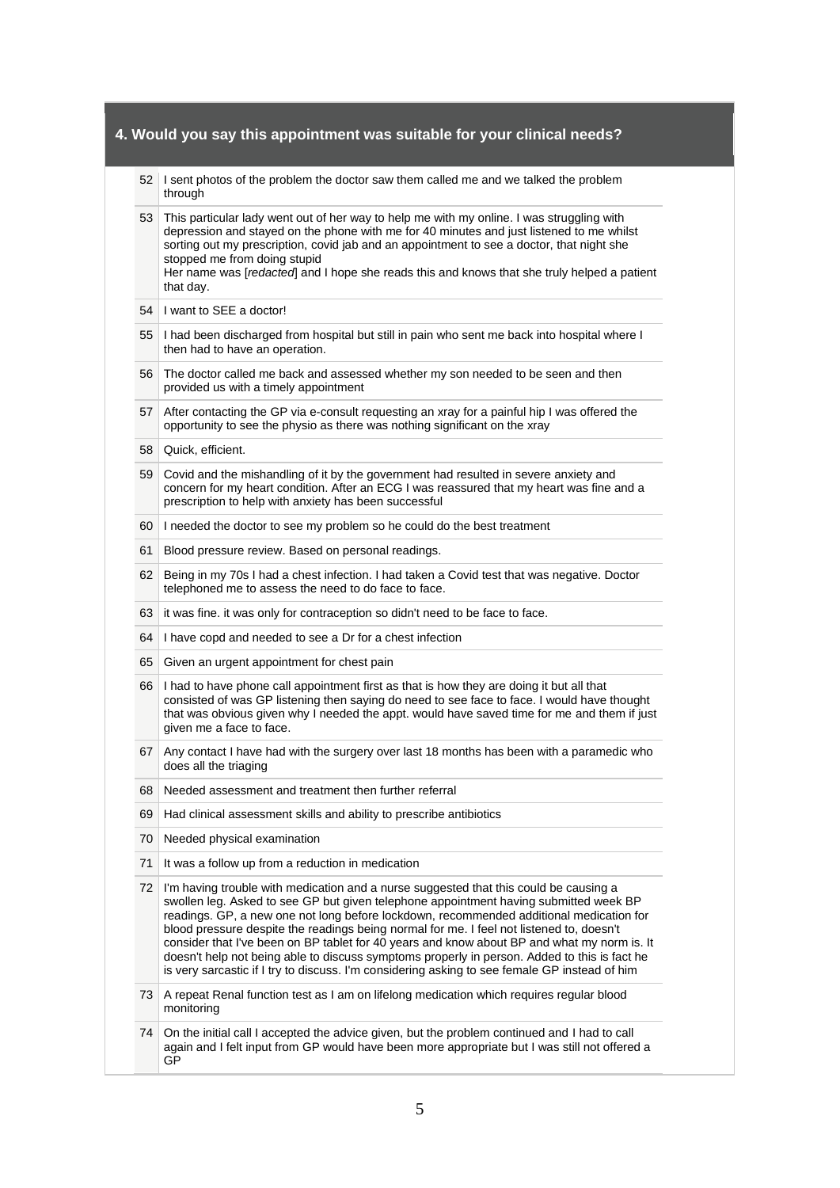## 4. Would you say this appointment was suitable for your clinical needs?

| | |
|---|---|
| 52 | I sent photos of the problem the doctor saw them called me and we talked the problem through |
| 53 | This particular lady went out of her way to help me with my online. I was struggling with depression and stayed on the phone with me for 40 minutes and just listened to me whilst sorting out my prescription, covid jab and an appointment to see a doctor, that night she stopped me from doing stupid<br>Her name was [*redacted*] and I hope she reads this and knows that she truly helped a patient that day. |
| 54 | I want to SEE a doctor! |
| 55 | I had been discharged from hospital but still in pain who sent me back into hospital where I then had to have an operation. |
| 56 | The doctor called me back and assessed whether my son needed to be seen and then provided us with a timely appointment |
| 57 | After contacting the GP via e-consult requesting an xray for a painful hip I was offered the opportunity to see the physio as there was nothing significant on the xray |
| 58 | Quick, efficient. |
| 59 | Covid and the mishandling of it by the government had resulted in severe anxiety and concern for my heart condition. After an ECG I was reassured that my heart was fine and a prescription to help with anxiety has been successful |
| 60 | I needed the doctor to see my problem so he could do the best treatment |
| 61 | Blood pressure review. Based on personal readings. |
| 62 | Being in my 70s I had a chest infection. I had taken a Covid test that was negative. Doctor telephoned me to assess the need to do face to face. |
| 63 | it was fine. it was only for contraception so didn't need to be face to face. |
| 64 | I have copd and needed to see a Dr for a chest infection |
| 65 | Given an urgent appointment for chest pain |
| 66 | I had to have phone call appointment first as that is how they are doing it but all that consisted of was GP listening then saying do need to see face to face. I would have thought that was obvious given why I needed the appt. would have saved time for me and them if just given me a face to face. |
| 67 | Any contact I have had with the surgery over last 18 months has been with a paramedic who does all the triaging |
| 68 | Needed assessment and treatment then further referral |
| 69 | Had clinical assessment skills and ability to prescribe antibiotics |
| 70 | Needed physical examination |
| 71 | It was a follow up from a reduction in medication |
| 72 | I'm having trouble with medication and a nurse suggested that this could be causing a swollen leg. Asked to see GP but given telephone appointment having submitted week BP readings. GP, a new one not long before lockdown, recommended additional medication for blood pressure despite the readings being normal for me. I feel not listened to, doesn't consider that I've been on BP tablet for 40 years and know about BP and what my norm is. It doesn't help not being able to discuss symptoms properly in person. Added to this is fact he is very sarcastic if I try to discuss. I'm considering asking to see female GP instead of him |
| 73 | A repeat Renal function test as I am on lifelong medication which requires regular blood monitoring |
| 74 | On the initial call I accepted the advice given, but the problem continued and I had to call again and I felt input from GP would have been more appropriate but I was still not offered a GP |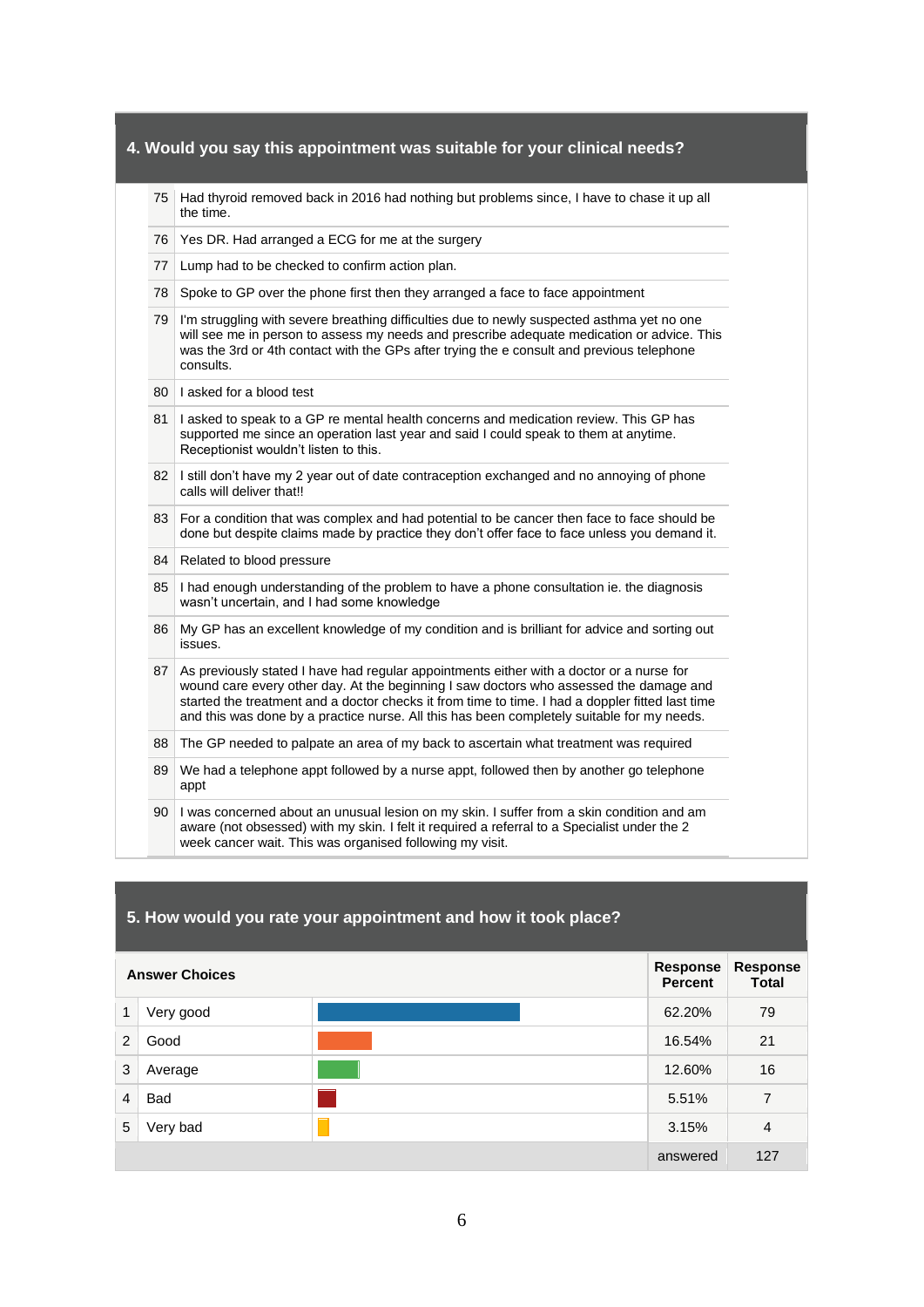## 4. Would you say this appointment was suitable for your clinical needs?

| | |
|---|---|
| 75 | Had thyroid removed back in 2016 had nothing but problems since, I have to chase it up all the time. |
| 76 | Yes DR. Had arranged a ECG for me at the surgery |
| 77 | Lump had to be checked to confirm action plan. |
| 78 | Spoke to GP over the phone first then they arranged a face to face appointment |
| 79 | I'm struggling with severe breathing difficulties due to newly suspected asthma yet no one will see me in person to assess my needs and prescribe adequate medication or advice. This was the 3rd or 4th contact with the GPs after trying the e consult and previous telephone consults. |
| 80 | I asked for a blood test |
| 81 | I asked to speak to a GP re mental health concerns and medication review. This GP has supported me since an operation last year and said I could speak to them at anytime. Receptionist wouldn't listen to this. |
| 82 | I still don't have my 2 year out of date contraception exchanged and no annoying of phone calls will deliver that!! |
| 83 | For a condition that was complex and had potential to be cancer then face to face should be done but despite claims made by practice they don't offer face to face unless you demand it. |
| 84 | Related to blood pressure |
| 85 | I had enough understanding of the problem to have a phone consultation ie. the diagnosis wasn't uncertain, and I had some knowledge |
| 86 | My GP has an excellent knowledge of my condition and is brilliant for advice and sorting out issues. |
| 87 | As previously stated I have had regular appointments either with a doctor or a nurse for wound care every other day. At the beginning I saw doctors who assessed the damage and started the treatment and a doctor checks it from time to time. I had a doppler fitted last time and this was done by a practice nurse. All this has been completely suitable for my needs. |
| 88 | The GP needed to palpate an area of my back to ascertain what treatment was required |
| 89 | We had a telephone appt followed by a nurse appt, followed then by another go telephone appt |
| 90 | I was concerned about an unusual lesion on my skin. I suffer from a skin condition and am aware (not obsessed) with my skin. I felt it required a referral to a Specialist under the 2 week cancer wait. This was organised following my visit. |

## 5. How would you rate your appointment and how it took place?

| | Answer Choices | Response Percent | Response Total |
|---|---|---|---|
| 1 | Very good | 62.20% | 79 |
| 2 | Good | 16.54% | 21 |
| 3 | Average | 12.60% | 16 |
| 4 | Bad | 5.51% | 7 |
| 5 | Very bad | 3.15% | 4 |
| | | answered | 127 |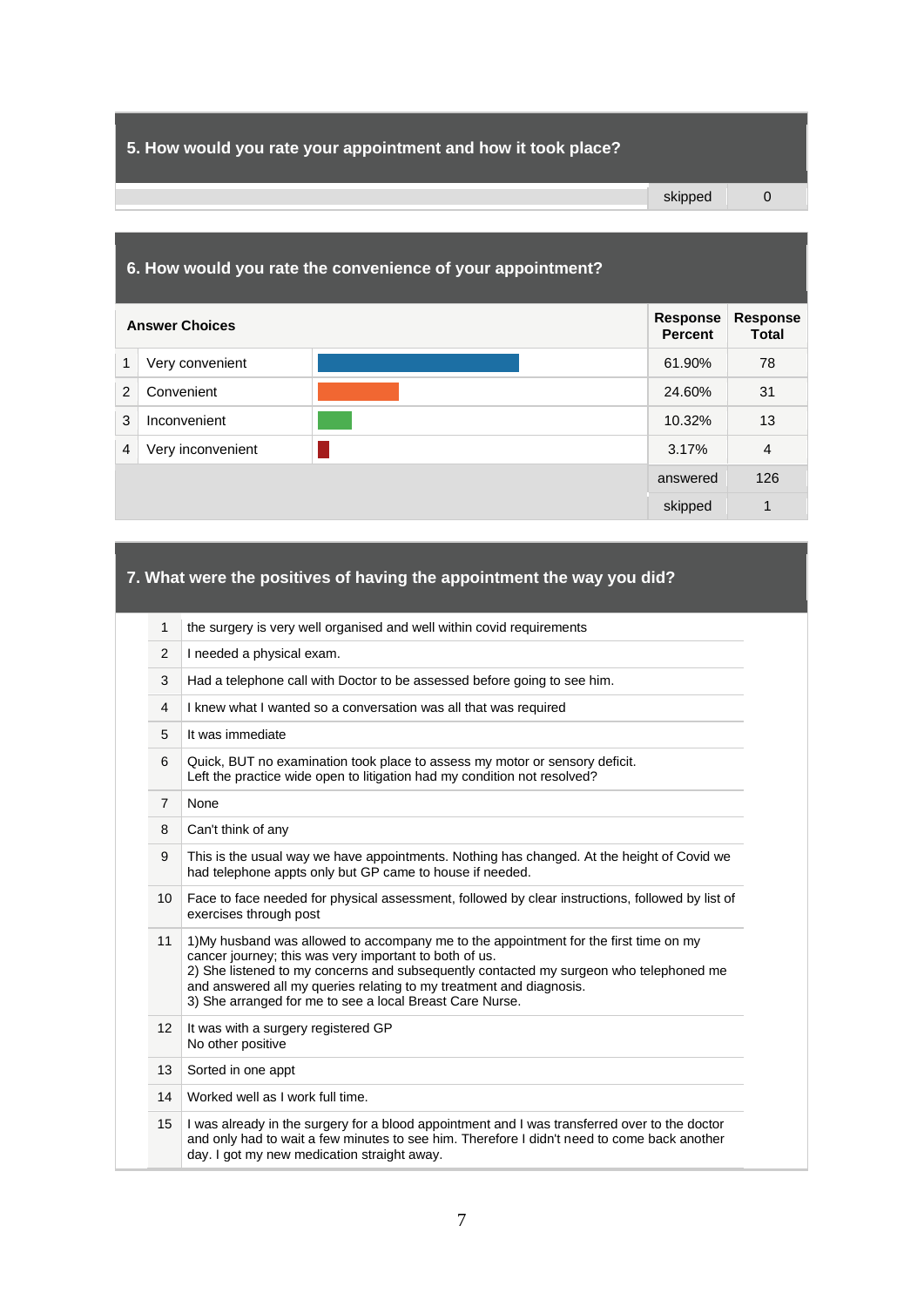## 5. How would you rate your appointment and how it took place?

| | | |
|---|---|---|
| | skipped | 0 |

## 6. How would you rate the convenience of your appointment?

| | Answer Choices | Response Percent | Response Total |
|---|---|---|---|
| 1 | Very convenient | 61.90% | 78 |
| 2 | Convenient | 24.60% | 31 |
| 3 | Inconvenient | 10.32% | 13 |
| 4 | Very inconvenient | 3.17% | 4 |
| | | answered | 126 |
| | | skipped | 1 |

## 7. What were the positives of having the appointment the way you did?

| | |
|---|---|
| 1 | the surgery is very well organised and well within covid requirements |
| 2 | I needed a physical exam. |
| 3 | Had a telephone call with Doctor to be assessed before going to see him. |
| 4 | I knew what I wanted so a conversation was all that was required |
| 5 | It was immediate |
| 6 | Quick, BUT no examination took place to assess my motor or sensory deficit. Left the practice wide open to litigation had my condition not resolved? |
| 7 | None |
| 8 | Can't think of any |
| 9 | This is the usual way we have appointments. Nothing has changed. At the height of Covid we had telephone appts only but GP came to house if needed. |
| 10 | Face to face needed for physical assessment, followed by clear instructions, followed by list of exercises through post |
| 11 | 1)My husband was allowed to accompany me to the appointment for the first time on my cancer journey; this was very important to both of us. 2) She listened to my concerns and subsequently contacted my surgeon who telephoned me and answered all my queries relating to my treatment and diagnosis. 3) She arranged for me to see a local Breast Care Nurse. |
| 12 | It was with a surgery registered GP No other positive |
| 13 | Sorted in one appt |
| 14 | Worked well as I work full time. |
| 15 | I was already in the surgery for a blood appointment and I was transferred over to the doctor and only had to wait a few minutes to see him. Therefore I didn't need to come back another day. I got my new medication straight away. |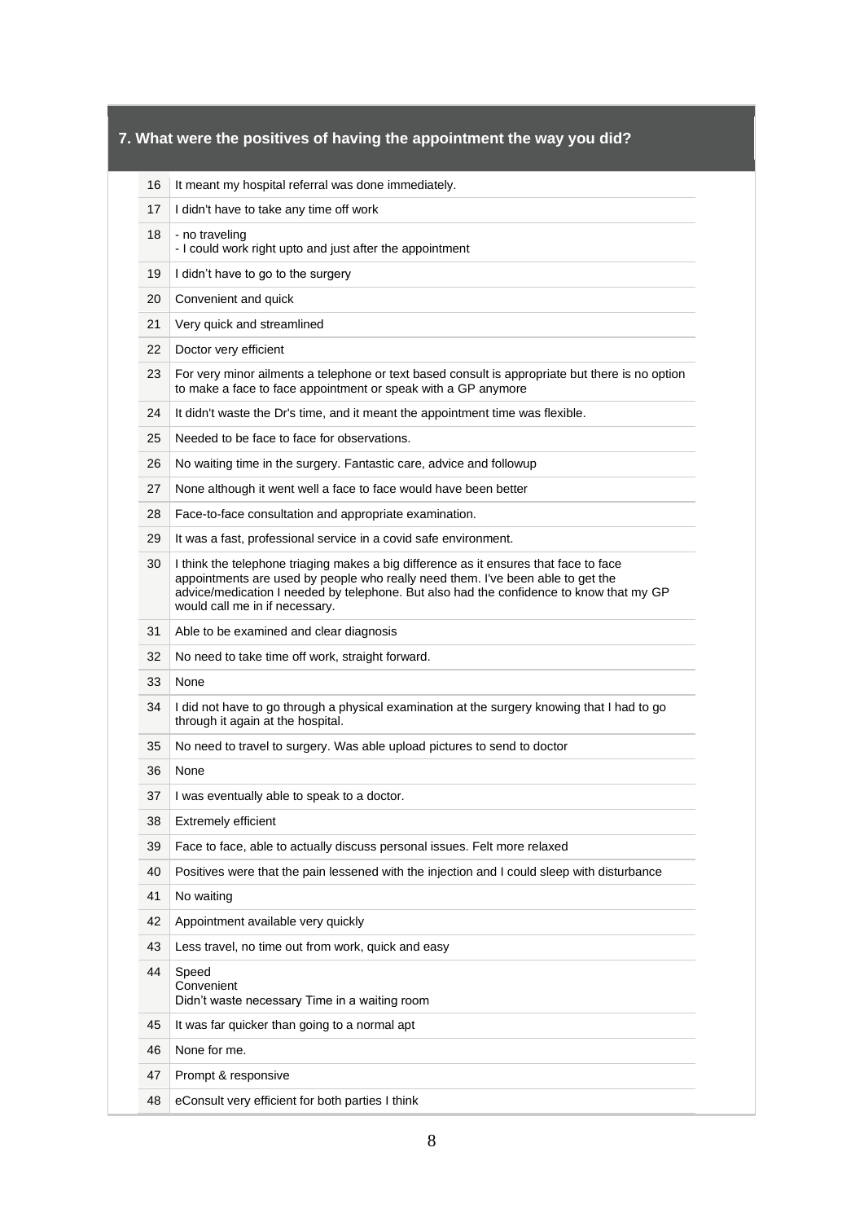## 7. What were the positives of having the appointment the way you did?

| | |
|---|---|
| 16 | It meant my hospital referral was done immediately. |
| 17 | I didn't have to take any time off work |
| 18 | - no traveling<br>- I could work right upto and just after the appointment |
| 19 | I didn't have to go to the surgery |
| 20 | Convenient and quick |
| 21 | Very quick and streamlined |
| 22 | Doctor very efficient |
| 23 | For very minor ailments a telephone or text based consult is appropriate but there is no option to make a face to face appointment or speak with a GP anymore |
| 24 | It didn't waste the Dr's time, and it meant the appointment time was flexible. |
| 25 | Needed to be face to face for observations. |
| 26 | No waiting time in the surgery. Fantastic care, advice and followup |
| 27 | None although it went well a face to face would have been better |
| 28 | Face-to-face consultation and appropriate examination. |
| 29 | It was a fast, professional service in a covid safe environment. |
| 30 | I think the telephone triaging makes a big difference as it ensures that face to face appointments are used by people who really need them. I've been able to get the advice/medication I needed by telephone. But also had the confidence to know that my GP would call me in if necessary. |
| 31 | Able to be examined and clear diagnosis |
| 32 | No need to take time off work, straight forward. |
| 33 | None |
| 34 | I did not have to go through a physical examination at the surgery knowing that I had to go through it again at the hospital. |
| 35 | No need to travel to surgery. Was able upload pictures to send to doctor |
| 36 | None |
| 37 | I was eventually able to speak to a doctor. |
| 38 | Extremely efficient |
| 39 | Face to face, able to actually discuss personal issues. Felt more relaxed |
| 40 | Positives were that the pain lessened with the injection and I could sleep with disturbance |
| 41 | No waiting |
| 42 | Appointment available very quickly |
| 43 | Less travel, no time out from work, quick and easy |
| 44 | Speed<br>Convenient<br>Didn't waste necessary Time in a waiting room |
| 45 | It was far quicker than going to a normal apt |
| 46 | None for me. |
| 47 | Prompt & responsive |
| 48 | eConsult very efficient for both parties I think |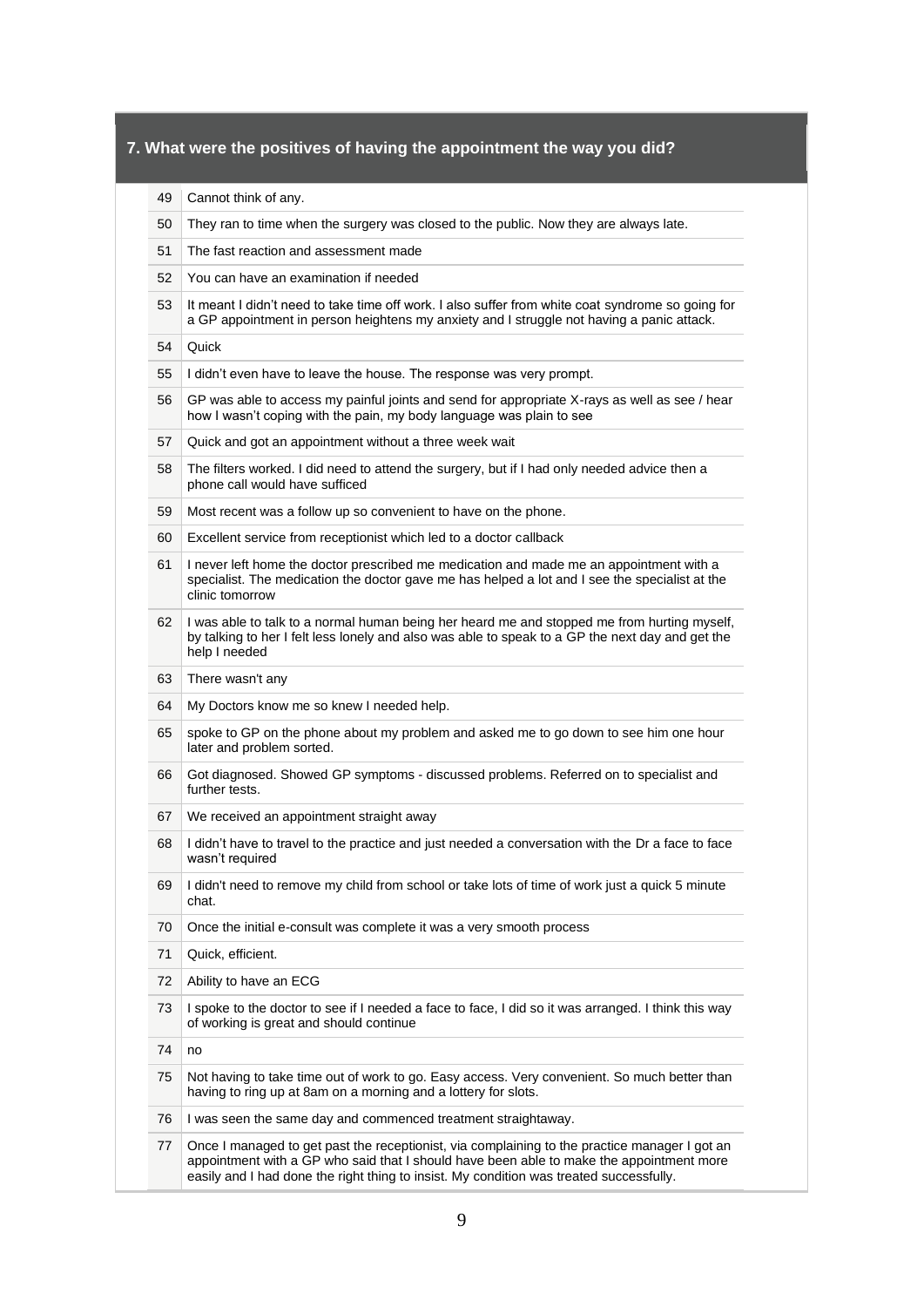## 7. What were the positives of having the appointment the way you did?

| | |
|---|---|
| 49 | Cannot think of any. |
| 50 | They ran to time when the surgery was closed to the public. Now they are always late. |
| 51 | The fast reaction and assessment made |
| 52 | You can have an examination if needed |
| 53 | It meant I didn't need to take time off work. I also suffer from white coat syndrome so going for a GP appointment in person heightens my anxiety and I struggle not having a panic attack. |
| 54 | Quick |
| 55 | I didn't even have to leave the house. The response was very prompt. |
| 56 | GP was able to access my painful joints and send for appropriate X-rays as well as see / hear how I wasn't coping with the pain, my body language was plain to see |
| 57 | Quick and got an appointment without a three week wait |
| 58 | The filters worked. I did need to attend the surgery, but if I had only needed advice then a phone call would have sufficed |
| 59 | Most recent was a follow up so convenient to have on the phone. |
| 60 | Excellent service from receptionist which led to a doctor callback |
| 61 | I never left home the doctor prescribed me medication and made me an appointment with a specialist. The medication the doctor gave me has helped a lot and I see the specialist at the clinic tomorrow |
| 62 | I was able to talk to a normal human being her heard me and stopped me from hurting myself, by talking to her I felt less lonely and also was able to speak to a GP the next day and get the help I needed |
| 63 | There wasn't any |
| 64 | My Doctors know me so knew I needed help. |
| 65 | spoke to GP on the phone about my problem and asked me to go down to see him one hour later and problem sorted. |
| 66 | Got diagnosed. Showed GP symptoms - discussed problems. Referred on to specialist and further tests. |
| 67 | We received an appointment straight away |
| 68 | I didn't have to travel to the practice and just needed a conversation with the Dr a face to face wasn't required |
| 69 | I didn't need to remove my child from school or take lots of time of work just a quick 5 minute chat. |
| 70 | Once the initial e-consult was complete it was a very smooth process |
| 71 | Quick, efficient. |
| 72 | Ability to have an ECG |
| 73 | I spoke to the doctor to see if I needed a face to face, I did so it was arranged. I think this way of working is great and should continue |
| 74 | no |
| 75 | Not having to take time out of work to go. Easy access. Very convenient. So much better than having to ring up at 8am on a morning and a lottery for slots. |
| 76 | I was seen the same day and commenced treatment straightaway. |
| 77 | Once I managed to get past the receptionist, via complaining to the practice manager I got an appointment with a GP who said that I should have been able to make the appointment more easily and I had done the right thing to insist. My condition was treated successfully. |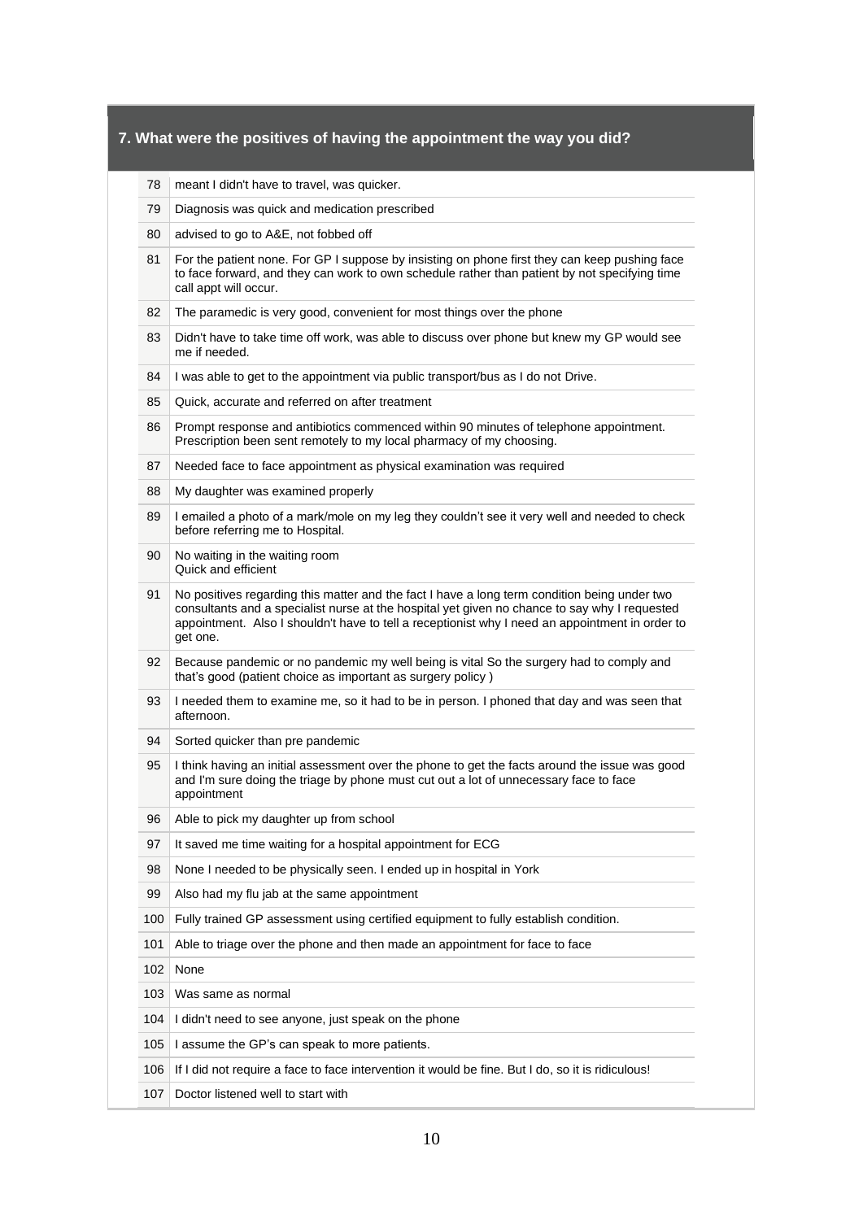## 7. What were the positives of having the appointment the way you did?

| | |
|---|---|
| 78 | meant I didn't have to travel, was quicker. |
| 79 | Diagnosis was quick and medication prescribed |
| 80 | advised to go to A&E, not fobbed off |
| 81 | For the patient none. For GP I suppose by insisting on phone first they can keep pushing face to face forward, and they can work to own schedule rather than patient by not specifying time call appt will occur. |
| 82 | The paramedic is very good, convenient for most things over the phone |
| 83 | Didn't have to take time off work, was able to discuss over phone but knew my GP would see me if needed. |
| 84 | I was able to get to the appointment via public transport/bus as I do not Drive. |
| 85 | Quick, accurate and referred on after treatment |
| 86 | Prompt response and antibiotics commenced within 90 minutes of telephone appointment. Prescription been sent remotely to my local pharmacy of my choosing. |
| 87 | Needed face to face appointment as physical examination was required |
| 88 | My daughter was examined properly |
| 89 | I emailed a photo of a mark/mole on my leg they couldn't see it very well and needed to check before referring me to Hospital. |
| 90 | No waiting in the waiting room<br>Quick and efficient |
| 91 | No positives regarding this matter and the fact I have a long term condition being under two consultants and a specialist nurse at the hospital yet given no chance to say why I requested appointment. Also I shouldn't have to tell a receptionist why I need an appointment in order to get one. |
| 92 | Because pandemic or no pandemic my well being is vital So the surgery had to comply and that's good (patient choice as important as surgery policy ) |
| 93 | I needed them to examine me, so it had to be in person. I phoned that day and was seen that afternoon. |
| 94 | Sorted quicker than pre pandemic |
| 95 | I think having an initial assessment over the phone to get the facts around the issue was good and I'm sure doing the triage by phone must cut out a lot of unnecessary face to face appointment |
| 96 | Able to pick my daughter up from school |
| 97 | It saved me time waiting for a hospital appointment for ECG |
| 98 | None I needed to be physically seen. I ended up in hospital in York |
| 99 | Also had my flu jab at the same appointment |
| 100 | Fully trained GP assessment using certified equipment to fully establish condition. |
| 101 | Able to triage over the phone and then made an appointment for face to face |
| 102 | None |
| 103 | Was same as normal |
| 104 | I didn't need to see anyone, just speak on the phone |
| 105 | I assume the GP's can speak to more patients. |
| 106 | If I did not require a face to face intervention it would be fine. But I do, so it is ridiculous! |
| 107 | Doctor listened well to start with |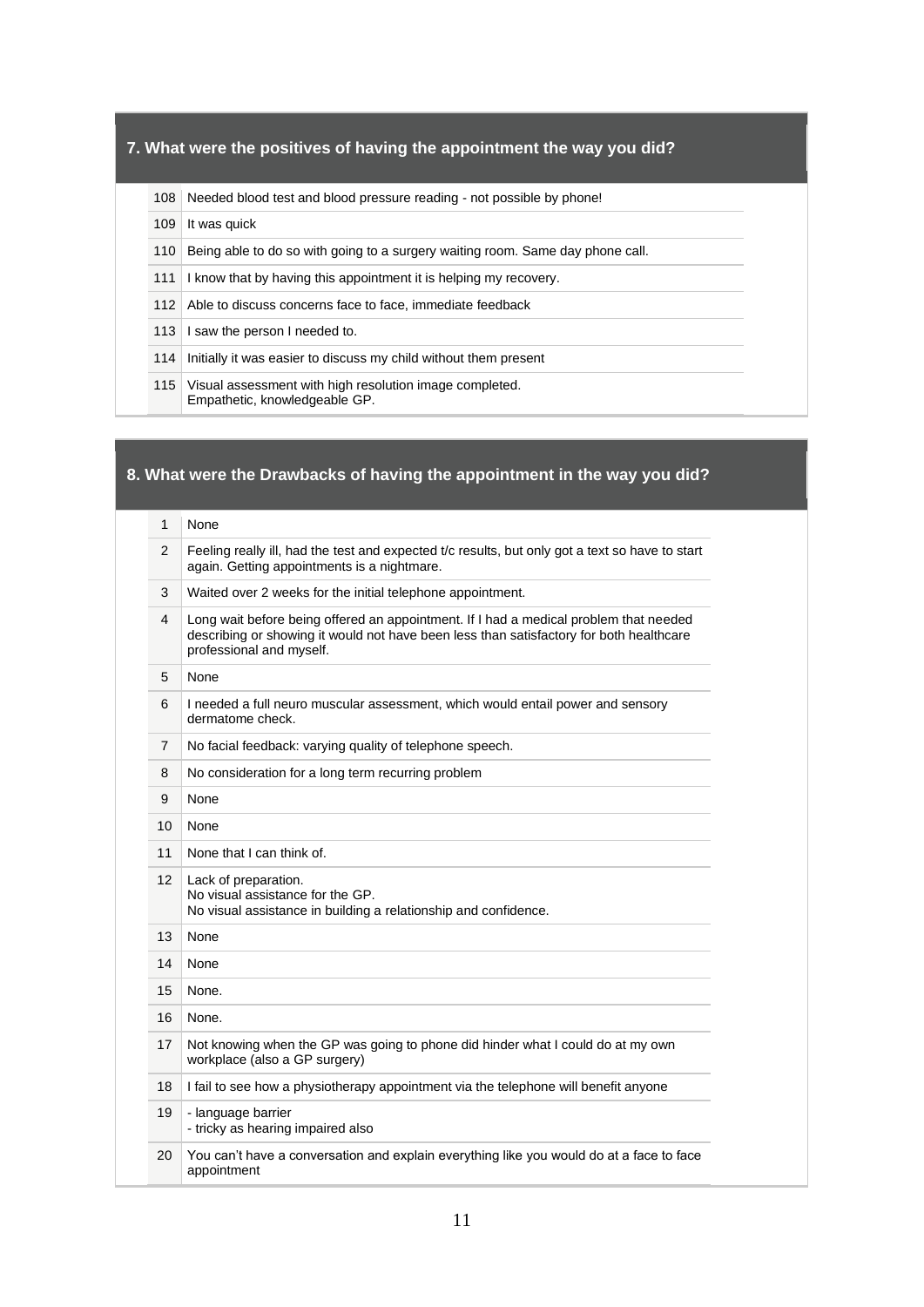### 7. What were the positives of having the appointment the way you did?

| | |
|---|---|
| 108 | Needed blood test and blood pressure reading - not possible by phone! |
| 109 | It was quick |
| 110 | Being able to do so with going to a surgery waiting room. Same day phone call. |
| 111 | I know that by having this appointment it is helping my recovery. |
| 112 | Able to discuss concerns face to face, immediate feedback |
| 113 | I saw the person I needed to. |
| 114 | Initially it was easier to discuss my child without them present |
| 115 | Visual assessment with high resolution image completed.<br>Empathetic, knowledgeable GP. |

### 8. What were the Drawbacks of having the appointment in the way you did?

| | |
|---|---|
| 1 | None |
| 2 | Feeling really ill, had the test and expected t/c results, but only got a text so have to start again. Getting appointments is a nightmare. |
| 3 | Waited over 2 weeks for the initial telephone appointment. |
| 4 | Long wait before being offered an appointment. If I had a medical problem that needed describing or showing it would not have been less than satisfactory for both healthcare professional and myself. |
| 5 | None |
| 6 | I needed a full neuro muscular assessment, which would entail power and sensory dermatome check. |
| 7 | No facial feedback: varying quality of telephone speech. |
| 8 | No consideration for a long term recurring problem |
| 9 | None |
| 10 | None |
| 11 | None that I can think of. |
| 12 | Lack of preparation.<br>No visual assistance for the GP.<br>No visual assistance in building a relationship and confidence. |
| 13 | None |
| 14 | None |
| 15 | None. |
| 16 | None. |
| 17 | Not knowing when the GP was going to phone did hinder what I could do at my own workplace (also a GP surgery) |
| 18 | I fail to see how a physiotherapy appointment via the telephone will benefit anyone |
| 19 | - language barrier<br>- tricky as hearing impaired also |
| 20 | You can't have a conversation and explain everything like you would do at a face to face appointment |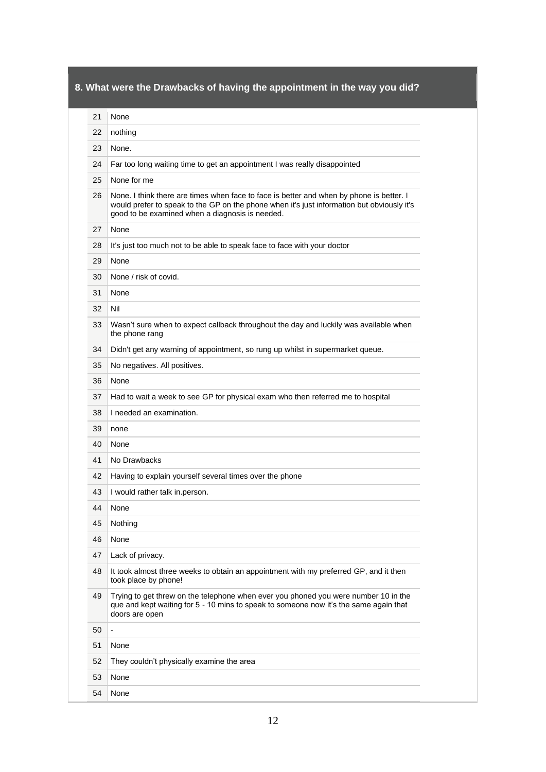## 8. What were the Drawbacks of having the appointment in the way you did?

| | |
|---|---|
| 21 | None |
| 22 | nothing |
| 23 | None. |
| 24 | Far too long waiting time to get an appointment I was really disappointed |
| 25 | None for me |
| 26 | None. I think there are times when face to face is better and when by phone is better. I would prefer to speak to the GP on the phone when it's just information but obviously it's good to be examined when a diagnosis is needed. |
| 27 | None |
| 28 | It's just too much not to be able to speak face to face with your doctor |
| 29 | None |
| 30 | None / risk of covid. |
| 31 | None |
| 32 | Nil |
| 33 | Wasn't sure when to expect callback throughout the day and luckily was available when the phone rang |
| 34 | Didn't get any warning of appointment, so rung up whilst in supermarket queue. |
| 35 | No negatives. All positives. |
| 36 | None |
| 37 | Had to wait a week to see GP for physical exam who then referred me to hospital |
| 38 | I needed an examination. |
| 39 | none |
| 40 | None |
| 41 | No Drawbacks |
| 42 | Having to explain yourself several times over the phone |
| 43 | I would rather talk in.person. |
| 44 | None |
| 45 | Nothing |
| 46 | None |
| 47 | Lack of privacy. |
| 48 | It took almost three weeks to obtain an appointment with my preferred GP, and it then took place by phone! |
| 49 | Trying to get threw on the telephone when ever you phoned you were number 10 in the que and kept waiting for 5 - 10 mins to speak to someone now it's the same again that doors are open |
| 50 | - |
| 51 | None |
| 52 | They couldn't physically examine the area |
| 53 | None |
| 54 | None |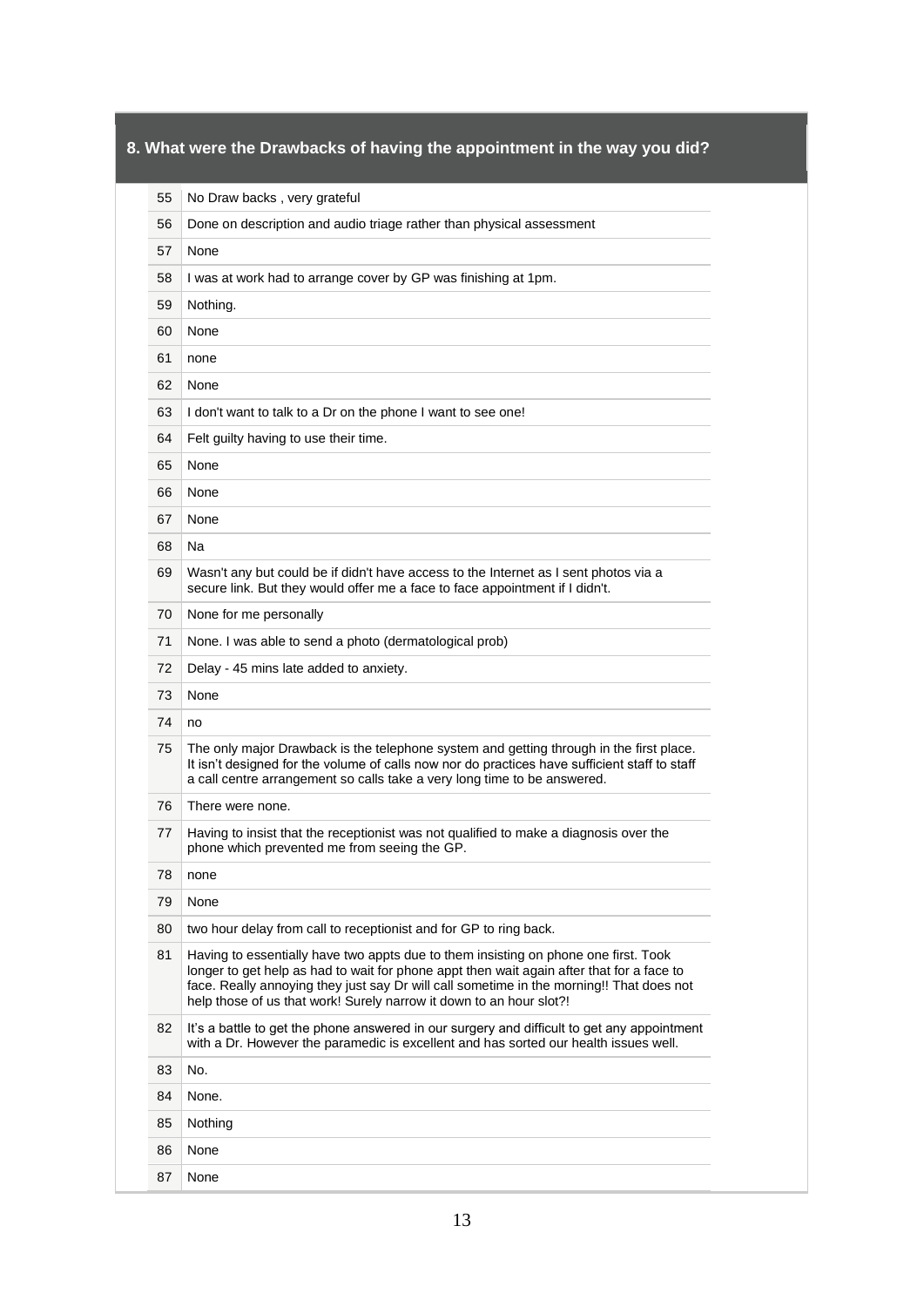## 8. What were the Drawbacks of having the appointment in the way you did?

| | |
|---|---|
| 55 | No Draw backs , very grateful |
| 56 | Done on description and audio triage rather than physical assessment |
| 57 | None |
| 58 | I was at work had to arrange cover by GP was finishing at 1pm. |
| 59 | Nothing. |
| 60 | None |
| 61 | none |
| 62 | None |
| 63 | I don't want to talk to a Dr on the phone I want to see one! |
| 64 | Felt guilty having to use their time. |
| 65 | None |
| 66 | None |
| 67 | None |
| 68 | Na |
| 69 | Wasn't any but could be if didn't have access to the Internet as I sent photos via a secure link. But they would offer me a face to face appointment if I didn't. |
| 70 | None for me personally |
| 71 | None. I was able to send a photo (dermatological prob) |
| 72 | Delay - 45 mins late added to anxiety. |
| 73 | None |
| 74 | no |
| 75 | The only major Drawback is the telephone system and getting through in the first place. It isn't designed for the volume of calls now nor do practices have sufficient staff to staff a call centre arrangement so calls take a very long time to be answered. |
| 76 | There were none. |
| 77 | Having to insist that the receptionist was not qualified to make a diagnosis over the phone which prevented me from seeing the GP. |
| 78 | none |
| 79 | None |
| 80 | two hour delay from call to receptionist and for GP to ring back. |
| 81 | Having to essentially have two appts due to them insisting on phone one first. Took longer to get help as had to wait for phone appt then wait again after that for a face to face. Really annoying they just say Dr will call sometime in the morning!! That does not help those of us that work! Surely narrow it down to an hour slot?! |
| 82 | It's a battle to get the phone answered in our surgery and difficult to get any appointment with a Dr. However the paramedic is excellent and has sorted our health issues well. |
| 83 | No. |
| 84 | None. |
| 85 | Nothing |
| 86 | None |
| 87 | None |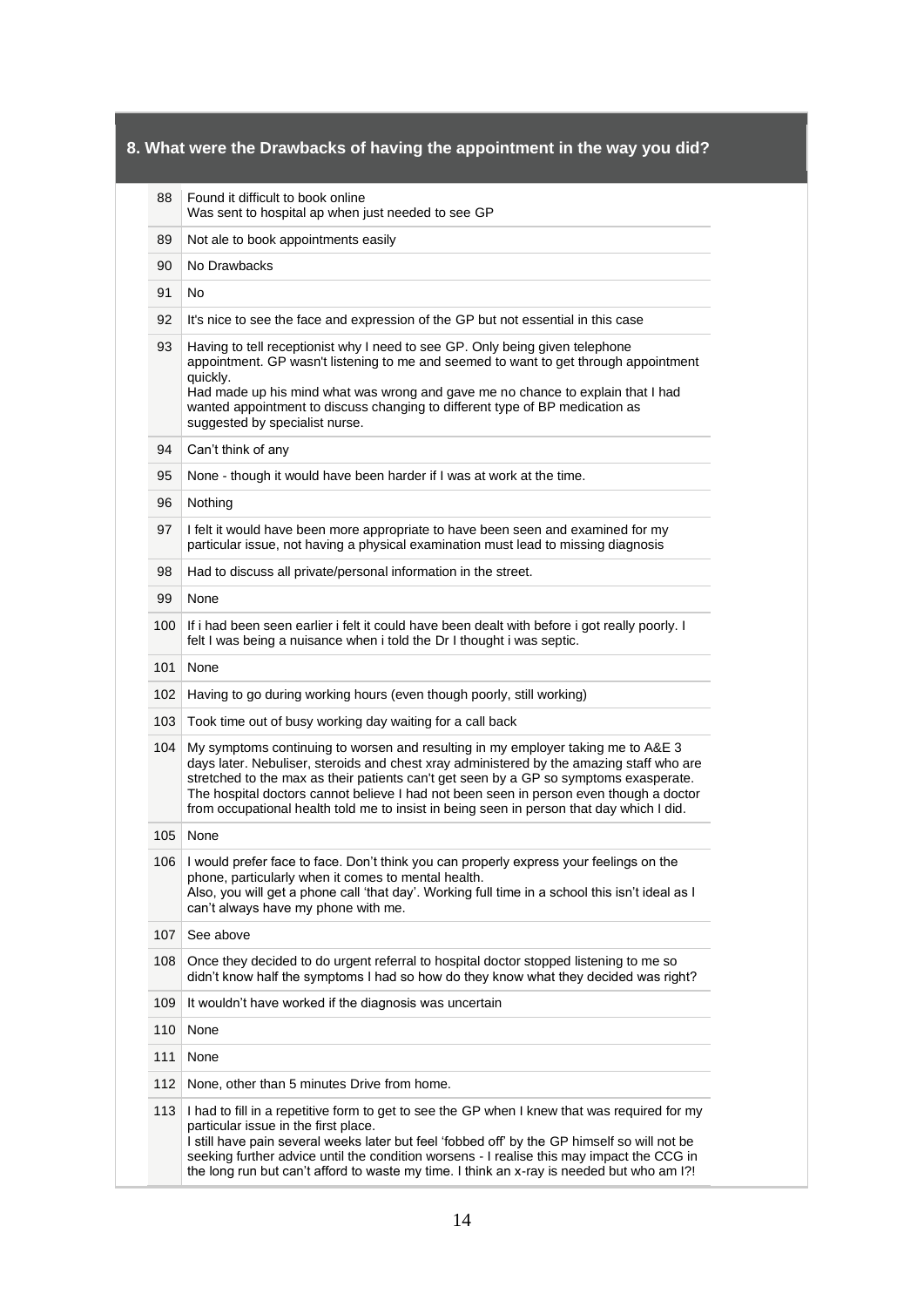## 8. What were the Drawbacks of having the appointment in the way you did?

| | |
|---|---|
| 88 | Found it difficult to book online<br>Was sent to hospital ap when just needed to see GP |
| 89 | Not ale to book appointments easily |
| 90 | No Drawbacks |
| 91 | No |
| 92 | It's nice to see the face and expression of the GP but not essential in this case |
| 93 | Having to tell receptionist why I need to see GP. Only being given telephone appointment. GP wasn't listening to me and seemed to want to get through appointment quickly.<br>Had made up his mind what was wrong and gave me no chance to explain that I had wanted appointment to discuss changing to different type of BP medication as suggested by specialist nurse. |
| 94 | Can't think of any |
| 95 | None - though it would have been harder if I was at work at the time. |
| 96 | Nothing |
| 97 | I felt it would have been more appropriate to have been seen and examined for my particular issue, not having a physical examination must lead to missing diagnosis |
| 98 | Had to discuss all private/personal information in the street. |
| 99 | None |
| 100 | If i had been seen earlier i felt it could have been dealt with before i got really poorly. I felt I was being a nuisance when i told the Dr I thought i was septic. |
| 101 | None |
| 102 | Having to go during working hours (even though poorly, still working) |
| 103 | Took time out of busy working day waiting for a call back |
| 104 | My symptoms continuing to worsen and resulting in my employer taking me to A&E 3 days later. Nebuliser, steroids and chest xray administered by the amazing staff who are stretched to the max as their patients can't get seen by a GP so symptoms exasperate. The hospital doctors cannot believe I had not been seen in person even though a doctor from occupational health told me to insist in being seen in person that day which I did. |
| 105 | None |
| 106 | I would prefer face to face. Don't think you can properly express your feelings on the phone, particularly when it comes to mental health.<br>Also, you will get a phone call 'that day'. Working full time in a school this isn't ideal as I can't always have my phone with me. |
| 107 | See above |
| 108 | Once they decided to do urgent referral to hospital doctor stopped listening to me so didn't know half the symptoms I had so how do they know what they decided was right? |
| 109 | It wouldn't have worked if the diagnosis was uncertain |
| 110 | None |
| 111 | None |
| 112 | None, other than 5 minutes Drive from home. |
| 113 | I had to fill in a repetitive form to get to see the GP when I knew that was required for my particular issue in the first place.<br>I still have pain several weeks later but feel 'fobbed off' by the GP himself so will not be seeking further advice until the condition worsens - I realise this may impact the CCG in the long run but can't afford to waste my time. I think an x-ray is needed but who am I?! |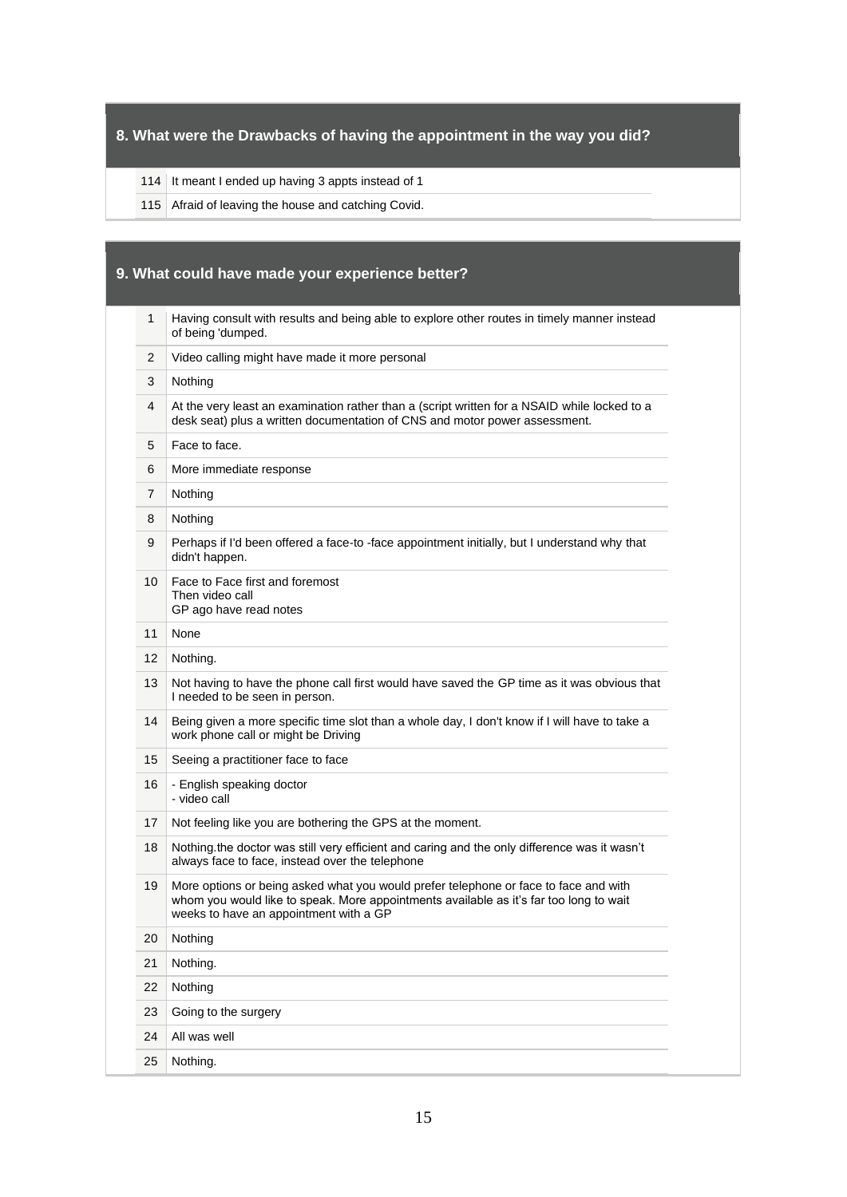## 8. What were the Drawbacks of having the appointment in the way you did?

| | |
|---|---|
| 114 | It meant I ended up having 3 appts instead of 1 |
| 115 | Afraid of leaving the house and catching Covid. |

## 9. What could have made your experience better?

| | |
|---|---|
| 1 | Having consult with results and being able to explore other routes in timely manner instead of being 'dumped. |
| 2 | Video calling might have made it more personal |
| 3 | Nothing |
| 4 | At the very least an examination rather than a (script written for a NSAID while locked to a desk seat) plus a written documentation of CNS and motor power assessment. |
| 5 | Face to face. |
| 6 | More immediate response |
| 7 | Nothing |
| 8 | Nothing |
| 9 | Perhaps if I'd been offered a face-to -face appointment initially, but I understand why that didn't happen. |
| 10 | Face to Face first and foremost<br>Then video call<br>GP ago have read notes |
| 11 | None |
| 12 | Nothing. |
| 13 | Not having to have the phone call first would have saved the GP time as it was obvious that I needed to be seen in person. |
| 14 | Being given a more specific time slot than a whole day, I don't know if I will have to take a work phone call or might be Driving |
| 15 | Seeing a practitioner face to face |
| 16 | - English speaking doctor<br>- video call |
| 17 | Not feeling like you are bothering the GPS at the moment. |
| 18 | Nothing.the doctor was still very efficient and caring and the only difference was it wasn't always face to face, instead over the telephone |
| 19 | More options or being asked what you would prefer telephone or face to face and with whom you would like to speak. More appointments available as it's far too long to wait weeks to have an appointment with a GP |
| 20 | Nothing |
| 21 | Nothing. |
| 22 | Nothing |
| 23 | Going to the surgery |
| 24 | All was well |
| 25 | Nothing. |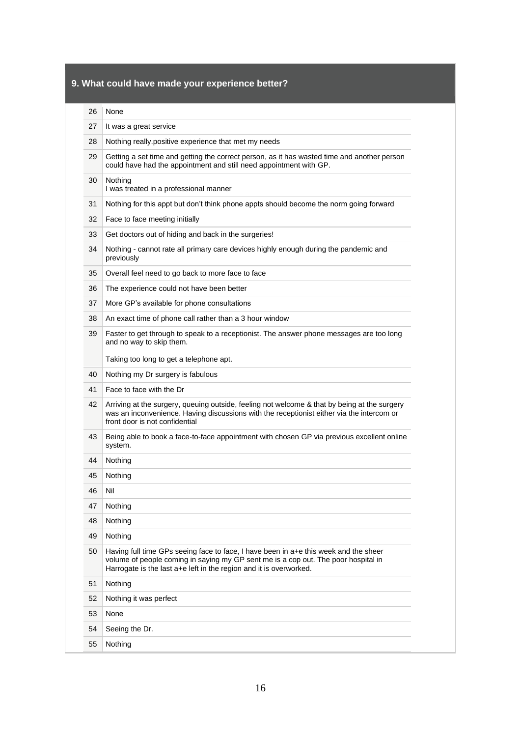## 9. What could have made your experience better?

| | |
|---|---|
| 26 | None |
| 27 | It was a great service |
| 28 | Nothing really.positive experience that met my needs |
| 29 | Getting a set time and getting the correct person, as it has wasted time and another person could have had the appointment and still need appointment with GP. |
| 30 | Nothing<br>I was treated in a professional manner |
| 31 | Nothing for this appt but don't think phone appts should become the norm going forward |
| 32 | Face to face meeting initially |
| 33 | Get doctors out of hiding and back in the surgeries! |
| 34 | Nothing - cannot rate all primary care devices highly enough during the pandemic and previously |
| 35 | Overall feel need to go back to more face to face |
| 36 | The experience could not have been better |
| 37 | More GP's available for phone consultations |
| 38 | An exact time of phone call rather than a 3 hour window |
| 39 | Faster to get through to speak to a receptionist. The answer phone messages are too long and no way to skip them.<br><br>Taking too long to get a telephone apt. |
| 40 | Nothing my Dr surgery is fabulous |
| 41 | Face to face with the Dr |
| 42 | Arriving at the surgery, queuing outside, feeling not welcome & that by being at the surgery was an inconvenience. Having discussions with the receptionist either via the intercom or front door is not confidential |
| 43 | Being able to book a face-to-face appointment with chosen GP via previous excellent online system. |
| 44 | Nothing |
| 45 | Nothing |
| 46 | Nil |
| 47 | Nothing |
| 48 | Nothing |
| 49 | Nothing |
| 50 | Having full time GPs seeing face to face, I have been in a+e this week and the sheer volume of people coming in saying my GP sent me is a cop out. The poor hospital in Harrogate is the last a+e left in the region and it is overworked. |
| 51 | Nothing |
| 52 | Nothing it was perfect |
| 53 | None |
| 54 | Seeing the Dr. |
| 55 | Nothing |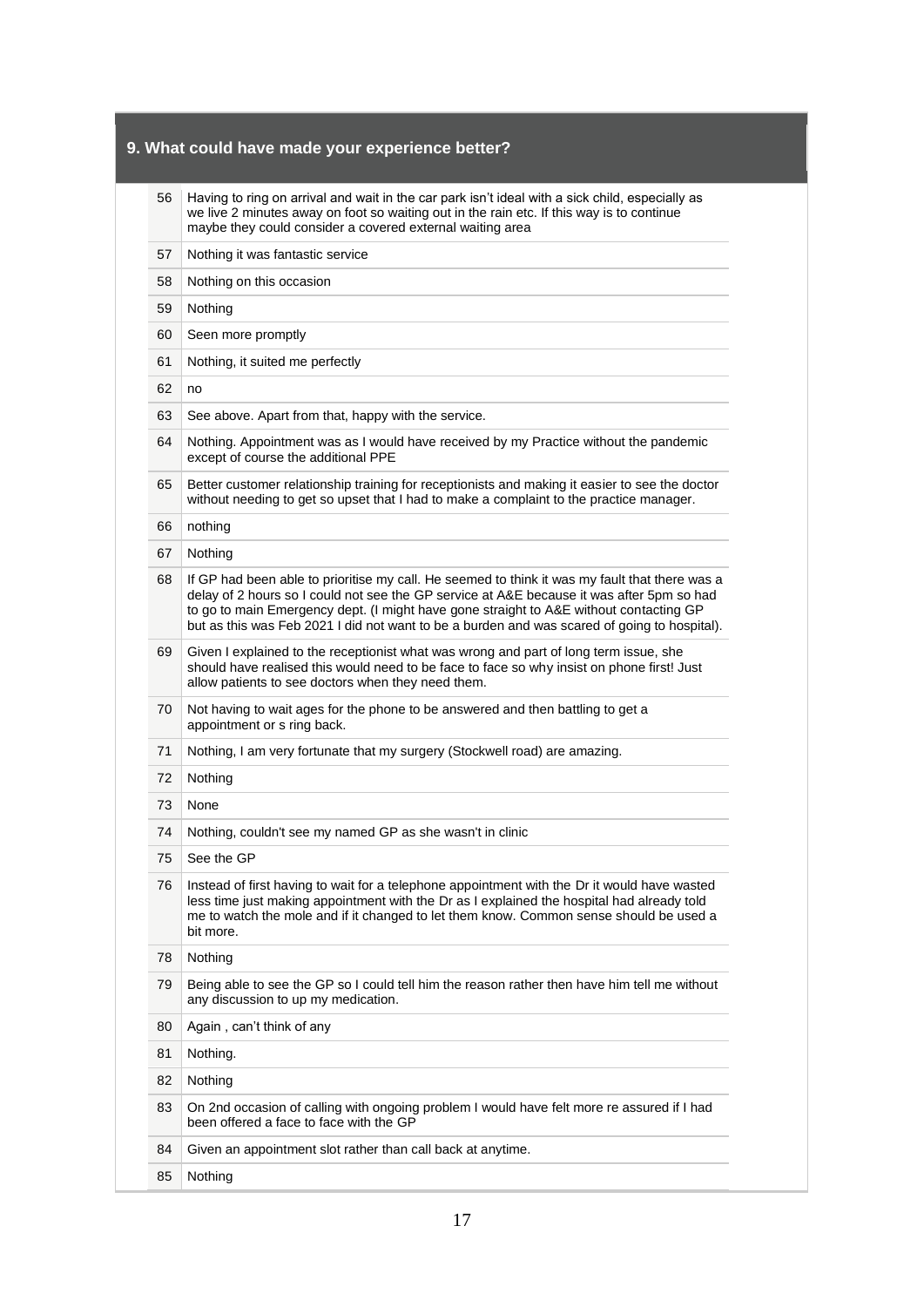## 9. What could have made your experience better?

| | |
|---|---|
| 56 | Having to ring on arrival and wait in the car park isn't ideal with a sick child, especially as we live 2 minutes away on foot so waiting out in the rain etc. If this way is to continue maybe they could consider a covered external waiting area |
| 57 | Nothing it was fantastic service |
| 58 | Nothing on this occasion |
| 59 | Nothing |
| 60 | Seen more promptly |
| 61 | Nothing, it suited me perfectly |
| 62 | no |
| 63 | See above. Apart from that, happy with the service. |
| 64 | Nothing. Appointment was as I would have received by my Practice without the pandemic except of course the additional PPE |
| 65 | Better customer relationship training for receptionists and making it easier to see the doctor without needing to get so upset that I had to make a complaint to the practice manager. |
| 66 | nothing |
| 67 | Nothing |
| 68 | If GP had been able to prioritise my call. He seemed to think it was my fault that there was a delay of 2 hours so I could not see the GP service at A&E because it was after 5pm so had to go to main Emergency dept. (I might have gone straight to A&E without contacting GP but as this was Feb 2021 I did not want to be a burden and was scared of going to hospital). |
| 69 | Given I explained to the receptionist what was wrong and part of long term issue, she should have realised this would need to be face to face so why insist on phone first! Just allow patients to see doctors when they need them. |
| 70 | Not having to wait ages for the phone to be answered and then battling to get a appointment or s ring back. |
| 71 | Nothing, I am very fortunate that my surgery (Stockwell road) are amazing. |
| 72 | Nothing |
| 73 | None |
| 74 | Nothing, couldn't see my named GP as she wasn't in clinic |
| 75 | See the GP |
| 76 | Instead of first having to wait for a telephone appointment with the Dr it would have wasted less time just making appointment with the Dr as I explained the hospital had already told me to watch the mole and if it changed to let them know. Common sense should be used a bit more. |
| 78 | Nothing |
| 79 | Being able to see the GP so I could tell him the reason rather then have him tell me without any discussion to up my medication. |
| 80 | Again , can't think of any |
| 81 | Nothing. |
| 82 | Nothing |
| 83 | On 2nd occasion of calling with ongoing problem I would have felt more re assured if I had been offered a face to face with the GP |
| 84 | Given an appointment slot rather than call back at anytime. |
| 85 | Nothing |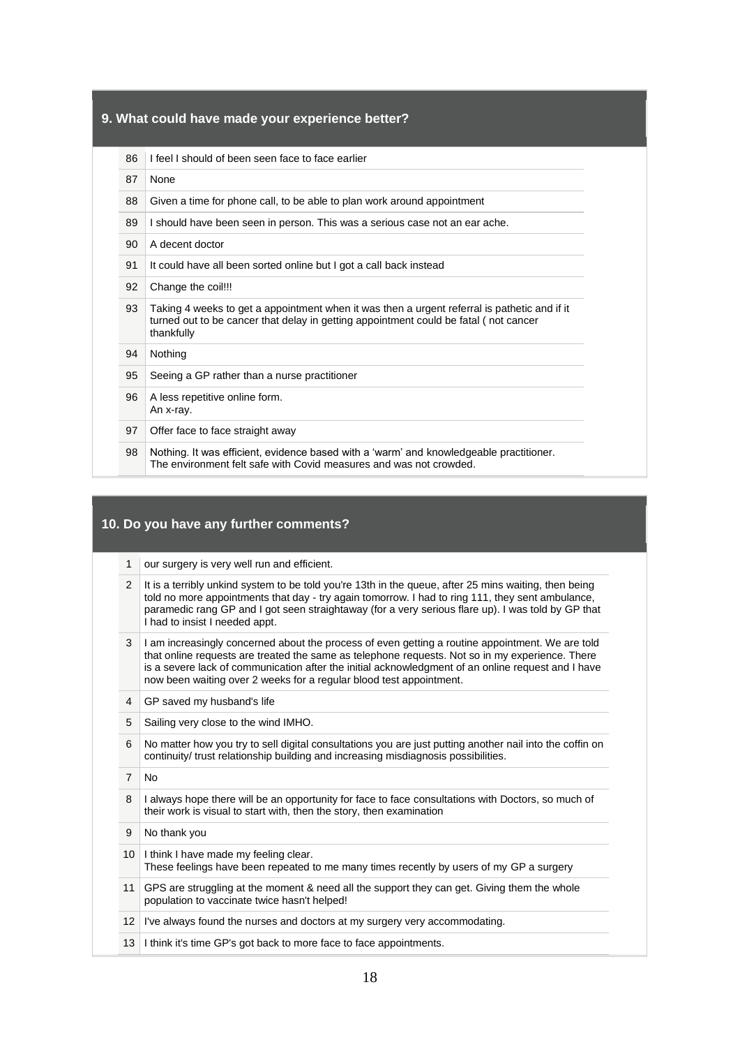### 9. What could have made your experience better?

| | |
|---|---|
| 86 | I feel I should of been seen face to face earlier |
| 87 | None |
| 88 | Given a time for phone call, to be able to plan work around appointment |
| 89 | I should have been seen in person. This was a serious case not an ear ache. |
| 90 | A decent doctor |
| 91 | It could have all been sorted online but I got a call back instead |
| 92 | Change the coil!!! |
| 93 | Taking 4 weeks to get a appointment when it was then a urgent referral is pathetic and if it turned out to be cancer that delay in getting appointment could be fatal ( not cancer thankfully |
| 94 | Nothing |
| 95 | Seeing a GP rather than a nurse practitioner |
| 96 | A less repetitive online form.<br>An x-ray. |
| 97 | Offer face to face straight away |
| 98 | Nothing. It was efficient, evidence based with a 'warm' and knowledgeable practitioner.<br>The environment felt safe with Covid measures and was not crowded. |

### 10. Do you have any further comments?

| | |
|---|---|
| 1 | our surgery is very well run and efficient. |
| 2 | It is a terribly unkind system to be told you're 13th in the queue, after 25 mins waiting, then being told no more appointments that day - try again tomorrow. I had to ring 111, they sent ambulance, paramedic rang GP and I got seen straightaway (for a very serious flare up). I was told by GP that I had to insist I needed appt. |
| 3 | I am increasingly concerned about the process of even getting a routine appointment. We are told that online requests are treated the same as telephone requests. Not so in my experience. There is a severe lack of communication after the initial acknowledgment of an online request and I have now been waiting over 2 weeks for a regular blood test appointment. |
| 4 | GP saved my husband's life |
| 5 | Sailing very close to the wind IMHO. |
| 6 | No matter how you try to sell digital consultations you are just putting another nail into the coffin on continuity/ trust relationship building and increasing misdiagnosis possibilities. |
| 7 | No |
| 8 | I always hope there will be an opportunity for face to face consultations with Doctors, so much of their work is visual to start with, then the story, then examination |
| 9 | No thank you |
| 10 | I think I have made my feeling clear.<br>These feelings have been repeated to me many times recently by users of my GP a surgery |
| 11 | GPS are struggling at the moment & need all the support they can get. Giving them the whole population to vaccinate twice hasn't helped! |
| 12 | I've always found the nurses and doctors at my surgery very accommodating. |
| 13 | I think it's time GP's got back to more face to face appointments. |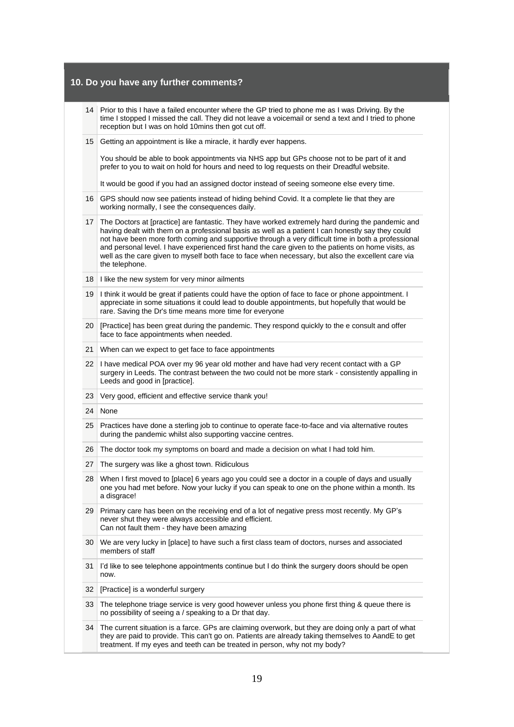## 10. Do you have any further comments?

| | |
|---|---|
| 14 | Prior to this I have a failed encounter where the GP tried to phone me as I was Driving. By the time I stopped I missed the call. They did not leave a voicemail or send a text and I tried to phone reception but I was on hold 10mins then got cut off. |
| 15 | Getting an appointment is like a miracle, it hardly ever happens.<br><br>You should be able to book appointments via NHS app but GPs choose not to be part of it and prefer to you to wait on hold for hours and need to log requests on their Dreadful website.<br><br>It would be good if you had an assigned doctor instead of seeing someone else every time. |
| 16 | GPS should now see patients instead of hiding behind Covid. It a complete lie that they are working normally, I see the consequences daily. |
| 17 | The Doctors at [practice] are fantastic. They have worked extremely hard during the pandemic and having dealt with them on a professional basis as well as a patient I can honestly say they could not have been more forth coming and supportive through a very difficult time in both a professional and personal level. I have experienced first hand the care given to the patients on home visits, as well as the care given to myself both face to face when necessary, but also the excellent care via the telephone. |
| 18 | I like the new system for very minor ailments |
| 19 | I think it would be great if patients could have the option of face to face or phone appointment. I appreciate in some situations it could lead to double appointments, but hopefully that would be rare. Saving the Dr's time means more time for everyone |
| 20 | [Practice] has been great during the pandemic. They respond quickly to the e consult and offer face to face appointments when needed. |
| 21 | When can we expect to get face to face appointments |
| 22 | I have medical POA over my 96 year old mother and have had very recent contact with a GP surgery in Leeds. The contrast between the two could not be more stark - consistently appalling in Leeds and good in [practice]. |
| 23 | Very good, efficient and effective service thank you! |
| 24 | None |
| 25 | Practices have done a sterling job to continue to operate face-to-face and via alternative routes during the pandemic whilst also supporting vaccine centres. |
| 26 | The doctor took my symptoms on board and made a decision on what I had told him. |
| 27 | The surgery was like a ghost town. Ridiculous |
| 28 | When I first moved to [place] 6 years ago you could see a doctor in a couple of days and usually one you had met before. Now your lucky if you can speak to one on the phone within a month. Its a disgrace! |
| 29 | Primary care has been on the receiving end of a lot of negative press most recently. My GP's never shut they were always accessible and efficient.<br>Can not fault them - they have been amazing |
| 30 | We are very lucky in [place] to have such a first class team of doctors, nurses and associated members of staff |
| 31 | I'd like to see telephone appointments continue but I do think the surgery doors should be open now. |
| 32 | [Practice] is a wonderful surgery |
| 33 | The telephone triage service is very good however unless you phone first thing & queue there is no possibility of seeing a / speaking to a Dr that day. |
| 34 | The current situation is a farce. GPs are claiming overwork, but they are doing only a part of what they are paid to provide. This can't go on. Patients are already taking themselves to AandE to get treatment. If my eyes and teeth can be treated in person, why not my body? |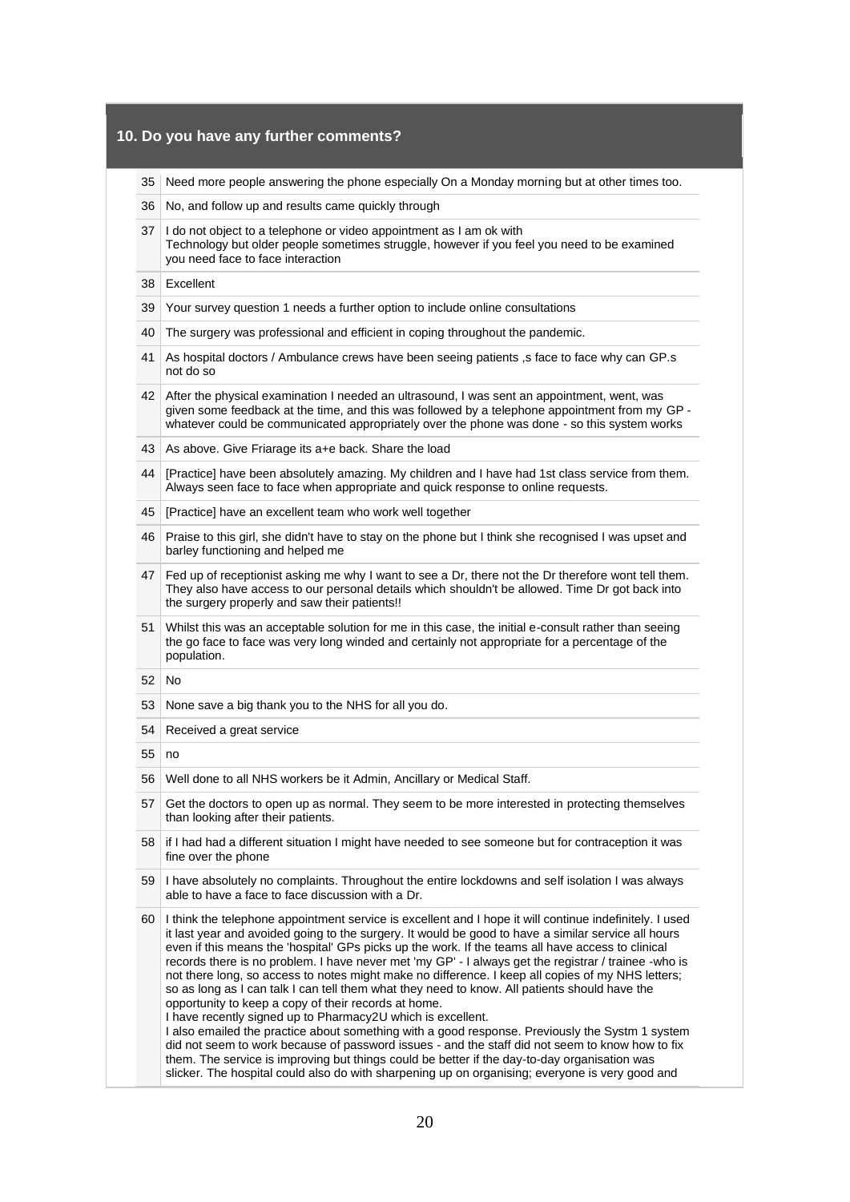## 10. Do you have any further comments?

| | |
|---|---|
| 35 | Need more people answering the phone especially On a Monday morning but at other times too. |
| 36 | No, and follow up and results came quickly through |
| 37 | I do not object to a telephone or video appointment as I am ok with Technology but older people sometimes struggle, however if you feel you need to be examined you need face to face interaction |
| 38 | Excellent |
| 39 | Your survey question 1 needs a further option to include online consultations |
| 40 | The surgery was professional and efficient in coping throughout the pandemic. |
| 41 | As hospital doctors / Ambulance crews have been seeing patients ,s face to face why can GP.s not do so |
| 42 | After the physical examination I needed an ultrasound, I was sent an appointment, went, was given some feedback at the time, and this was followed by a telephone appointment from my GP - whatever could be communicated appropriately over the phone was done - so this system works |
| 43 | As above. Give Friarage its a+e back. Share the load |
| 44 | [Practice] have been absolutely amazing. My children and I have had 1st class service from them. Always seen face to face when appropriate and quick response to online requests. |
| 45 | [Practice] have an excellent team who work well together |
| 46 | Praise to this girl, she didn't have to stay on the phone but I think she recognised I was upset and barley functioning and helped me |
| 47 | Fed up of receptionist asking me why I want to see a Dr, there not the Dr therefore wont tell them. They also have access to our personal details which shouldn't be allowed. Time Dr got back into the surgery properly and saw their patients!! |
| 51 | Whilst this was an acceptable solution for me in this case, the initial e-consult rather than seeing the go face to face was very long winded and certainly not appropriate for a percentage of the population. |
| 52 | No |
| 53 | None save a big thank you to the NHS for all you do. |
| 54 | Received a great service |
| 55 | no |
| 56 | Well done to all NHS workers be it Admin, Ancillary or Medical Staff. |
| 57 | Get the doctors to open up as normal. They seem to be more interested in protecting themselves than looking after their patients. |
| 58 | if I had had a different situation I might have needed to see someone but for contraception it was fine over the phone |
| 59 | I have absolutely no complaints. Throughout the entire lockdowns and self isolation I was always able to have a face to face discussion with a Dr. |
| 60 | I think the telephone appointment service is excellent and I hope it will continue indefinitely. I used it last year and avoided going to the surgery. It would be good to have a similar service all hours even if this means the 'hospital' GPs picks up the work. If the teams all have access to clinical records there is no problem. I have never met 'my GP' - I always get the registrar / trainee -who is not there long, so access to notes might make no difference. I keep all copies of my NHS letters; so as long as I can talk I can tell them what they need to know. All patients should have the opportunity to keep a copy of their records at home. I have recently signed up to Pharmacy2U which is excellent. I also emailed the practice about something with a good response. Previously the Systm 1 system did not seem to work because of password issues - and the staff did not seem to know how to fix them. The service is improving but things could be better if the day-to-day organisation was slicker. The hospital could also do with sharpening up on organising; everyone is very good and |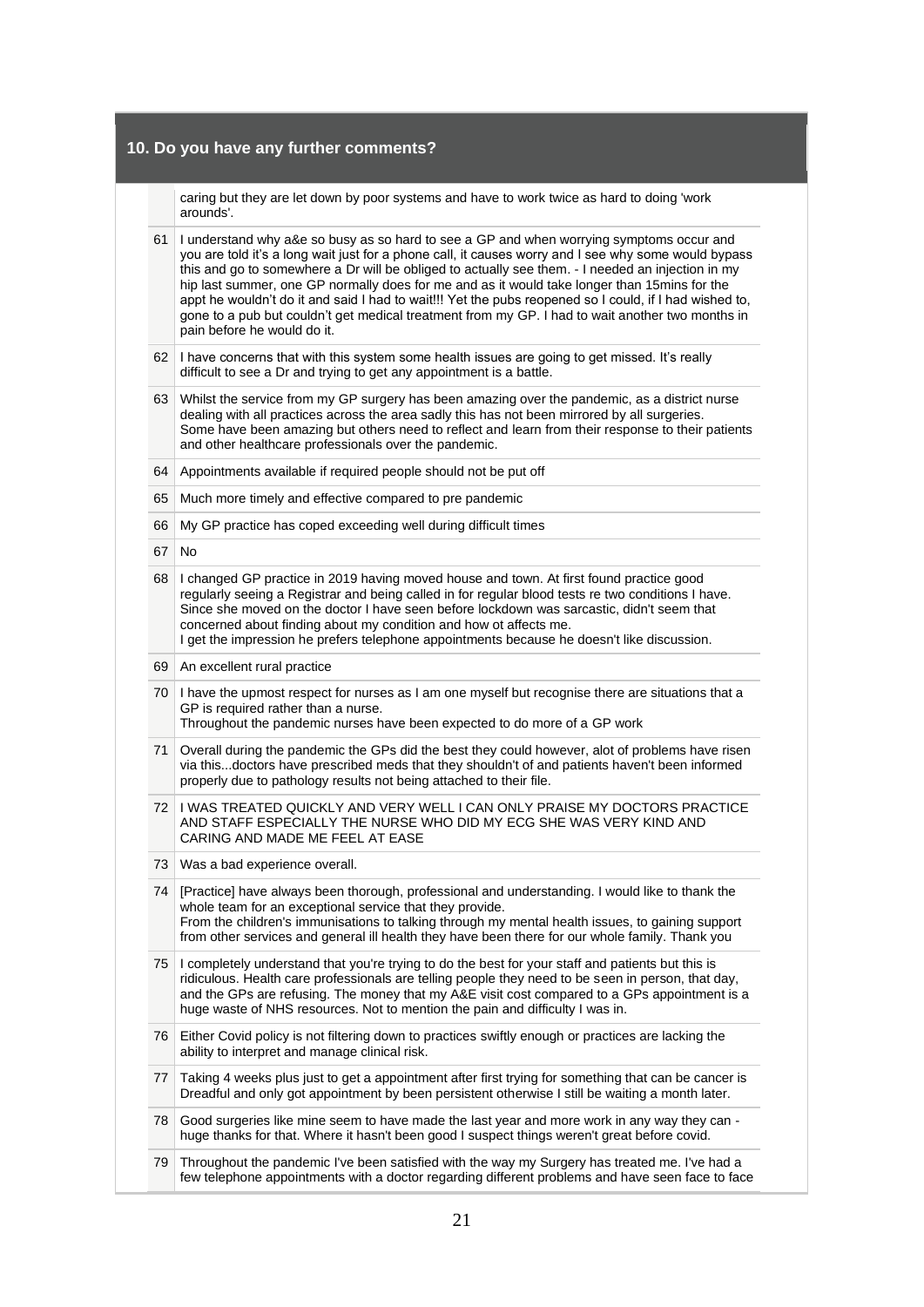## 10. Do you have any further comments?

| | |
|---|---|
| | caring but they are let down by poor systems and have to work twice as hard to doing 'work arounds'. |
| 61 | I understand why a&e so busy as so hard to see a GP and when worrying symptoms occur and you are told it's a long wait just for a phone call, it causes worry and I see why some would bypass this and go to somewhere a Dr will be obliged to actually see them. - I needed an injection in my hip last summer, one GP normally does for me and as it would take longer than 15mins for the appt he wouldn't do it and said I had to wait!!! Yet the pubs reopened so I could, if I had wished to, gone to a pub but couldn't get medical treatment from my GP. I had to wait another two months in pain before he would do it. |
| 62 | I have concerns that with this system some health issues are going to get missed. It's really difficult to see a Dr and trying to get any appointment is a battle. |
| 63 | Whilst the service from my GP surgery has been amazing over the pandemic, as a district nurse dealing with all practices across the area sadly this has not been mirrored by all surgeries. Some have been amazing but others need to reflect and learn from their response to their patients and other healthcare professionals over the pandemic. |
| 64 | Appointments available if required people should not be put off |
| 65 | Much more timely and effective compared to pre pandemic |
| 66 | My GP practice has coped exceeding well during difficult times |
| 67 | No |
| 68 | I changed GP practice in 2019 having moved house and town. At first found practice good regularly seeing a Registrar and being called in for regular blood tests re two conditions I have. Since she moved on the doctor I have seen before lockdown was sarcastic, didn't seem that concerned about finding about my condition and how ot affects me. I get the impression he prefers telephone appointments because he doesn't like discussion. |
| 69 | An excellent rural practice |
| 70 | I have the upmost respect for nurses as I am one myself but recognise there are situations that a GP is required rather than a nurse. Throughout the pandemic nurses have been expected to do more of a GP work |
| 71 | Overall during the pandemic the GPs did the best they could however, alot of problems have risen via this...doctors have prescribed meds that they shouldn't of and patients haven't been informed properly due to pathology results not being attached to their file. |
| 72 | I WAS TREATED QUICKLY AND VERY WELL I CAN ONLY PRAISE MY DOCTORS PRACTICE AND STAFF ESPECIALLY THE NURSE WHO DID MY ECG SHE WAS VERY KIND AND CARING AND MADE ME FEEL AT EASE |
| 73 | Was a bad experience overall. |
| 74 | [Practice] have always been thorough, professional and understanding. I would like to thank the whole team for an exceptional service that they provide. From the children's immunisations to talking through my mental health issues, to gaining support from other services and general ill health they have been there for our whole family. Thank you |
| 75 | I completely understand that you're trying to do the best for your staff and patients but this is ridiculous. Health care professionals are telling people they need to be seen in person, that day, and the GPs are refusing. The money that my A&E visit cost compared to a GPs appointment is a huge waste of NHS resources. Not to mention the pain and difficulty I was in. |
| 76 | Either Covid policy is not filtering down to practices swiftly enough or practices are lacking the ability to interpret and manage clinical risk. |
| 77 | Taking 4 weeks plus just to get a appointment after first trying for something that can be cancer is Dreadful and only got appointment by been persistent otherwise I still be waiting a month later. |
| 78 | Good surgeries like mine seem to have made the last year and more work in any way they can - huge thanks for that. Where it hasn't been good I suspect things weren't great before covid. |
| 79 | Throughout the pandemic I've been satisfied with the way my Surgery has treated me. I've had a few telephone appointments with a doctor regarding different problems and have seen face to face |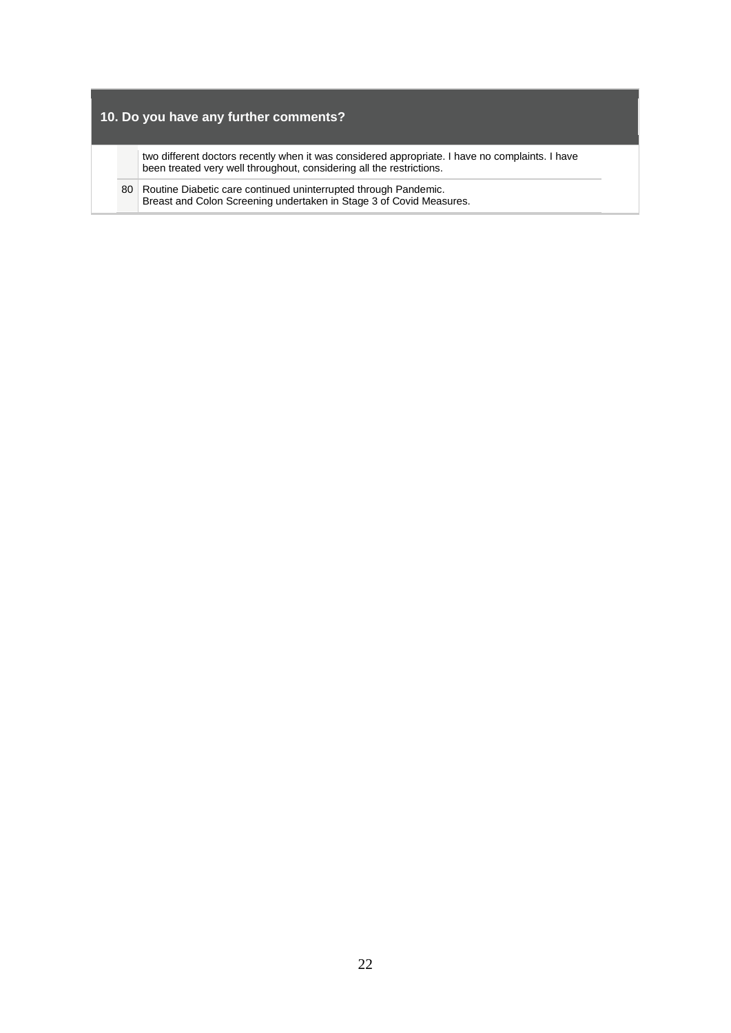## 10. Do you have any further comments?

| | |
|---|---|
| | two different doctors recently when it was considered appropriate. I have no complaints. I have been treated very well throughout, considering all the restrictions. |
| 80 | Routine Diabetic care continued uninterrupted through Pandemic.<br>Breast and Colon Screening undertaken in Stage 3 of Covid Measures. |